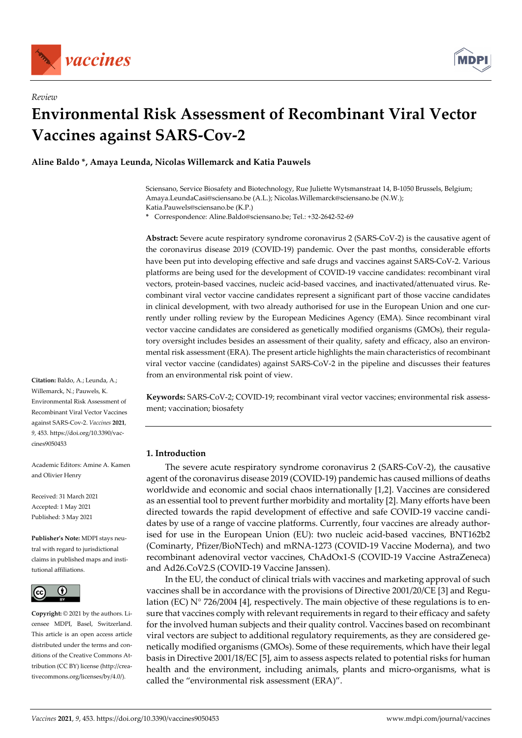*Review*

# Environmental Risk Assessment of Recombinant Viral Vector Vaccines against SARS-Cov-2

**Aline Baldo \*, Amaya Leunda, Nicolas Willemarck and Katia Pauwels**

Sciensano, Service Biosafety and Biotechnology, Rue Juliette Wytsmanstraat 14, B-1050 Brussels, Belgium; Amaya.LeundaCasi@sciensano.be (A.L.); Nicolas.Willemarck@sciensano.be (N.W.); Katia.Pauwels@sciensano.be (K.P.)

\* Correspondence: Aline.Baldo@sciensano.be; Tel.: +32-2642-52-69

**Abstract:** Severe acute respiratory syndrome coronavirus 2 (SARS-CoV-2) is the causative agent of the coronavirus disease 2019 (COVID-19) pandemic. Over the past months, considerable efforts have been put into developing effective and safe drugs and vaccines against SARS-CoV-2. Various platforms are being used for the development of COVID-19 vaccine candidates: recombinant viral vectors, protein-based vaccines, nucleic acid-based vaccines, and inactivated/attenuated virus. Recombinant viral vector vaccine candidates represent a significant part of those vaccine candidates in clinical development, with two already authorised for use in the European Union and one currently under rolling review by the European Medicines Agency (EMA). Since recombinant viral vector vaccine candidates are considered as genetically modified organisms (GMOs), their regulatory oversight includes besides an assessment of their quality, safety and efficacy, also an environmental risk assessment (ERA). The present article highlights the main characteristics of recombinant viral vector vaccine (candidates) against SARS-CoV-2 in the pipeline and discusses their features from an environmental risk point of view.

**Keywords:** SARS-CoV-2; COVID-19; recombinant viral vector vaccines; environmental risk assessment; vaccination; biosafety

**Citation:** Baldo, A.; Leunda, A.; Willemarck, N.; Pauwels, K. Environmental Risk Assessment of Recombinant Viral Vector Vaccines against SARS-Cov-2. *Vaccines* **2021**, *9*, 453. https://doi.org/10.3390/vaccines9050453

Academic Editors: Amine A. Kamen and Olivier Henry

Received: 31 March 2021
Accepted: 1 May 2021
Published: 3 May 2021

**Publisher's Note:** MDPI stays neutral with regard to jurisdictional claims in published maps and institutional affiliations.

**Copyright:** © 2021 by the authors. Licensee MDPI, Basel, Switzerland. This article is an open access article distributed under the terms and conditions of the Creative Commons Attribution (CC BY) license (http://creativecommons.org/licenses/by/4.0/).

## 1. Introduction

The severe acute respiratory syndrome coronavirus 2 (SARS-CoV-2), the causative agent of the coronavirus disease 2019 (COVID-19) pandemic has caused millions of deaths worldwide and economic and social chaos internationally [1,2]. Vaccines are considered as an essential tool to prevent further morbidity and mortality [2]. Many efforts have been directed towards the rapid development of effective and safe COVID-19 vaccine candidates by use of a range of vaccine platforms. Currently, four vaccines are already authorised for use in the European Union (EU): two nucleic acid-based vaccines, BNT162b2 (Cominarty, Pfizer/BioNTech) and mRNA-1273 (COVID-19 Vaccine Moderna), and two recombinant adenoviral vector vaccines, ChAdOx1-S (COVID-19 Vaccine AstraZeneca) and Ad26.CoV2.S (COVID-19 Vaccine Janssen).

In the EU, the conduct of clinical trials with vaccines and marketing approval of such vaccines shall be in accordance with the provisions of Directive 2001/20/CE [3] and Regulation (EC) N° 726/2004 [4], respectively. The main objective of these regulations is to ensure that vaccines comply with relevant requirements in regard to their efficacy and safety for the involved human subjects and their quality control. Vaccines based on recombinant viral vectors are subject to additional regulatory requirements, as they are considered genetically modified organisms (GMOs). Some of these requirements, which have their legal basis in Directive 2001/18/EC [5], aim to assess aspects related to potential risks for human health and the environment, including animals, plants and micro-organisms, what is called the "environmental risk assessment (ERA)".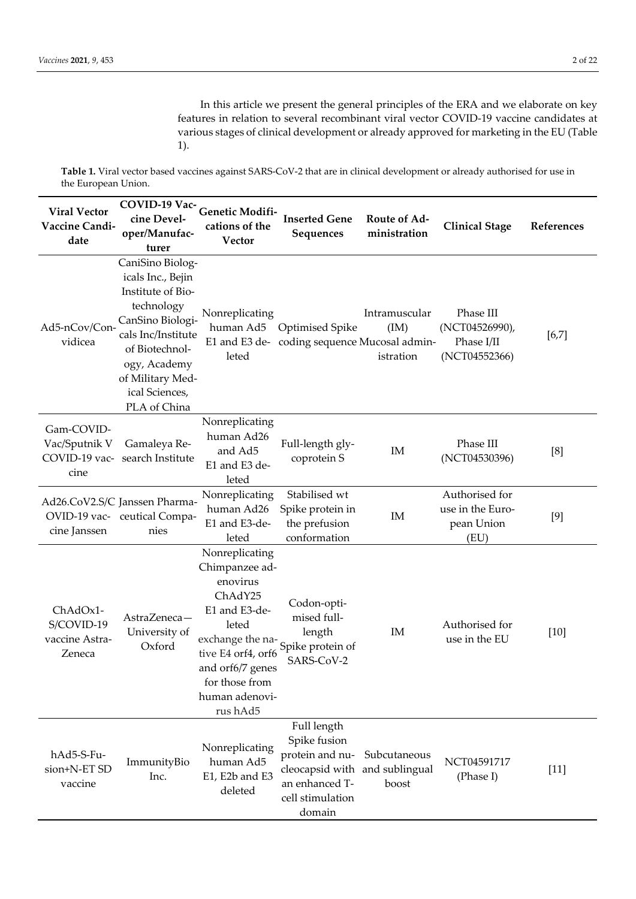In this article we present the general principles of the ERA and we elaborate on key features in relation to several recombinant viral vector COVID-19 vaccine candidates at various stages of clinical development or already approved for marketing in the EU (Table 1).

**Table 1.** Viral vector based vaccines against SARS-CoV-2 that are in clinical development or already authorised for use in the European Union.

| Viral Vector Vaccine Candidate | COVID-19 Vaccine Developer/Manufacturer | Genetic Modifications of the Vector | Inserted Gene Sequences | Route of Administration | Clinical Stage | References |
|---|---|---|---|---|---|---|
| Ad5-nCov/Convidicea | CaniSino Biologicals Inc., Bejin Institute of Biotechnology CanSino Biologicals Inc/Institute of Biotechnology, Academy of Military Medical Sciences, PLA of China | Nonreplicating human Ad5 E1 and E3 deleted | Optimised Spike coding sequence | Intramuscular (IM) Mucosal administration | Phase III (NCT04526990), Phase I/II (NCT04552366) | [6,7] |
| Gam-COVID-Vac/Sputnik V COVID-19 vaccine | Gamaleya Research Institute | Nonreplicating human Ad26 and Ad5 E1 and E3 deleted | Full-length glycoprotein S | IM | Phase III (NCT04530396) | [8] |
| Ad26.CoV2.S/COVID-19 vaccine Janssen | Janssen Pharmaceutical Companies | Nonreplicating human Ad26 E1 and E3-deleted | Stabilised wt Spike protein in the prefusion conformation | IM | Authorised for use in the European Union (EU) | [9] |
| ChAdOx1-S/COVID-19 vaccine AstraZeneca | AstraZeneca—University of Oxford | Nonreplicating Chimpanzee adenovirus ChAdY25 E1 and E3-deleted exchange the native E4 orf4, orf6 and orf6/7 genes for those from human adenovirus hAd5 | Codon-optimised full-length Spike protein of SARS-CoV-2 | IM | Authorised for use in the EU | [10] |
| hAd5-S-Fusion+N-ET SD vaccine | ImmunityBio Inc. | Nonreplicating human Ad5 E1, E2b and E3 deleted | Full length Spike fusion protein and nucleocapsid with an enhanced T-cell stimulation domain | Subcutaneous and sublingual boost | NCT04591717 (Phase I) | [11] |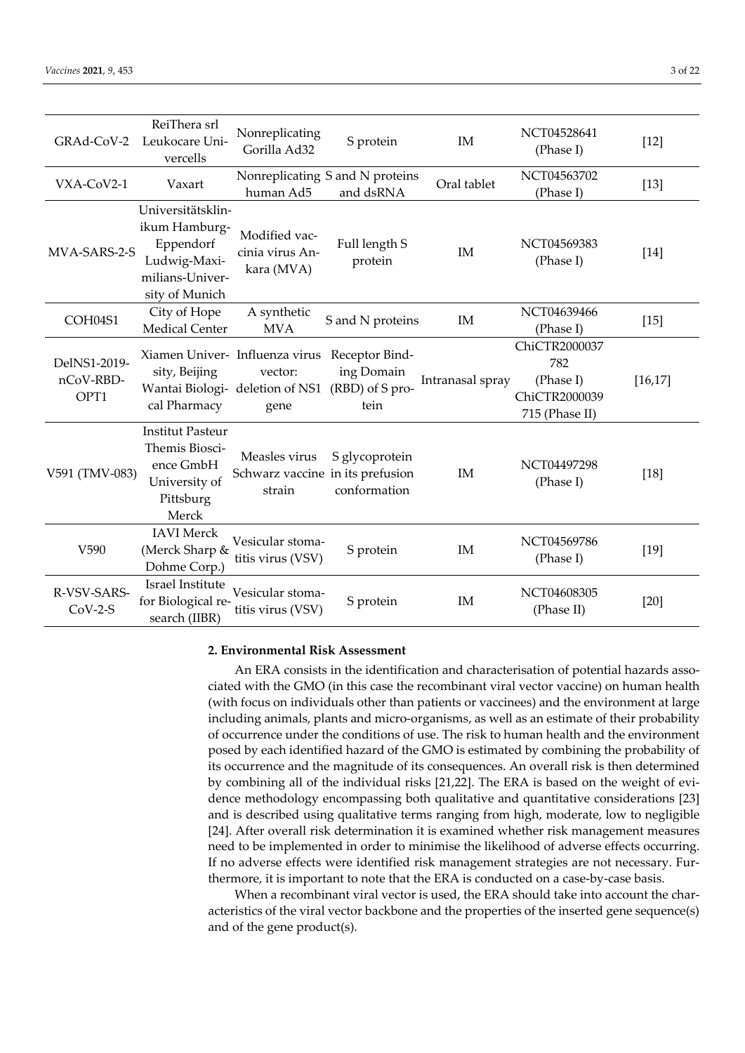| GRAd-CoV-2 | ReiThera srl Leukocare Univercells | Nonreplicating Gorilla Ad32 | S protein | IM | NCT04528641 (Phase I) | [12] |
|---|---|---|---|---|---|---|
| VXA-CoV2-1 | Vaxart | Nonreplicating human Ad5 | S and N proteins and dsRNA | Oral tablet | NCT04563702 (Phase I) | [13] |
| MVA-SARS-2-S | Universitätsklinikum Hamburg-Eppendorf Ludwig-Maximilians-University of Munich | Modified vaccinia virus Ankara (MVA) | Full length S protein | IM | NCT04569383 (Phase I) | [14] |
| COH04S1 | City of Hope Medical Center | A synthetic MVA | S and N proteins | IM | NCT04639466 (Phase I) | [15] |
| DelNS1-2019-nCoV-RBD-OPT1 | Xiamen University, Beijing Wantai Biological Pharmacy | Influenza virus vector: deletion of NS1 gene | Receptor Binding Domain (RBD) of S protein | Intranasal spray | ChiCTR2000037782 (Phase I) ChiCTR2000039715 (Phase II) | [16,17] |
| V591 (TMV-083) | Institut Pasteur Themis Bioscience GmbH University of Pittsburg Merck | Measles virus Schwarz vaccine strain | S glycoprotein in its prefusion conformation | IM | NCT04497298 (Phase I) | [18] |
| V590 | IAVI Merck (Merck Sharp & Dohme Corp.) | Vesicular stomatitis virus (VSV) | S protein | IM | NCT04569786 (Phase I) | [19] |
| R-VSV-SARS-CoV-2-S | Israel Institute for Biological research (IIBR) | Vesicular stomatitis virus (VSV) | S protein | IM | NCT04608305 (Phase II) | [20] |

## 2. Environmental Risk Assessment

An ERA consists in the identification and characterisation of potential hazards associated with the GMO (in this case the recombinant viral vector vaccine) on human health (with focus on individuals other than patients or vaccinees) and the environment at large including animals, plants and micro-organisms, as well as an estimate of their probability of occurrence under the conditions of use. The risk to human health and the environment posed by each identified hazard of the GMO is estimated by combining the probability of its occurrence and the magnitude of its consequences. An overall risk is then determined by combining all of the individual risks [21,22]. The ERA is based on the weight of evidence methodology encompassing both qualitative and quantitative considerations [23] and is described using qualitative terms ranging from high, moderate, low to negligible [24]. After overall risk determination it is examined whether risk management measures need to be implemented in order to minimise the likelihood of adverse effects occurring. If no adverse effects were identified risk management strategies are not necessary. Furthermore, it is important to note that the ERA is conducted on a case-by-case basis.

When a recombinant viral vector is used, the ERA should take into account the characteristics of the viral vector backbone and the properties of the inserted gene sequence(s) and of the gene product(s).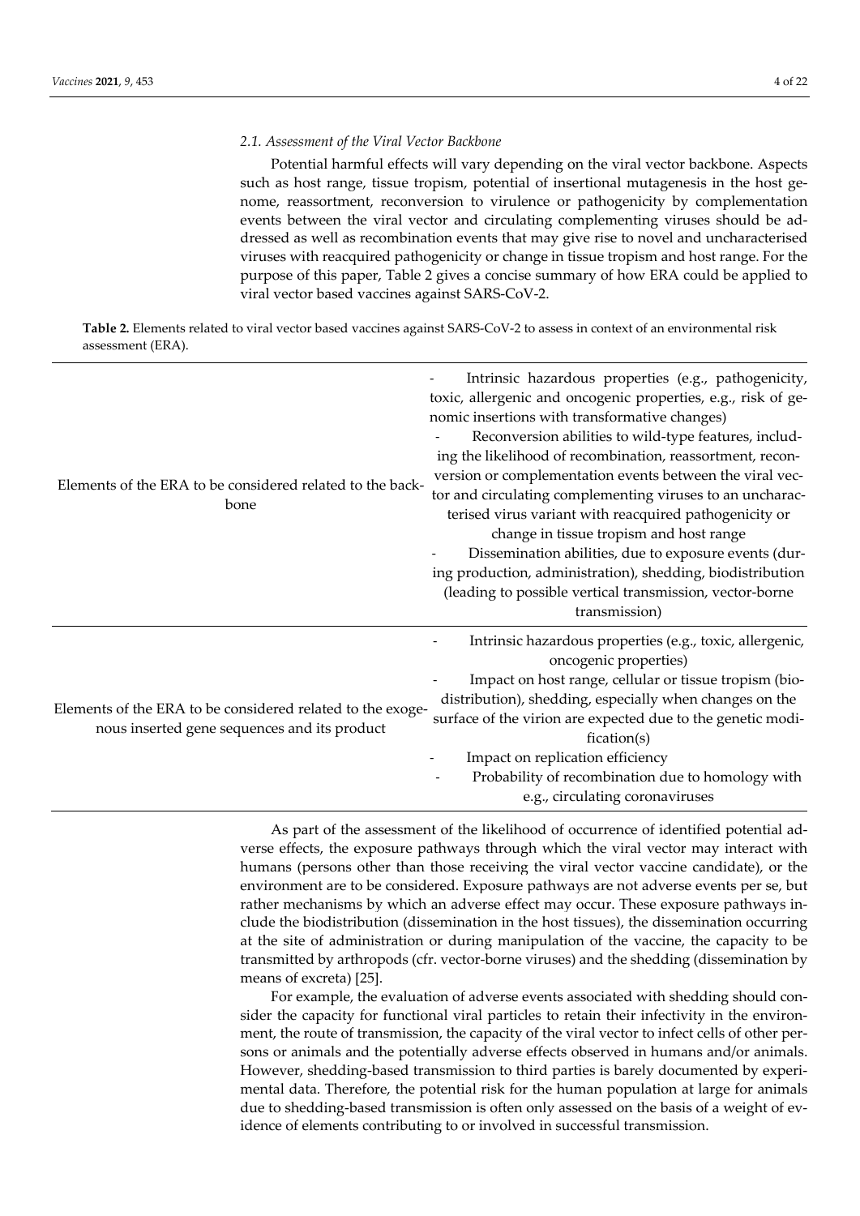### *2.1. Assessment of the Viral Vector Backbone*

Potential harmful effects will vary depending on the viral vector backbone. Aspects such as host range, tissue tropism, potential of insertional mutagenesis in the host genome, reassortment, reconversion to virulence or pathogenicity by complementation events between the viral vector and circulating complementing viruses should be addressed as well as recombination events that may give rise to novel and uncharacterised viruses with reacquired pathogenicity or change in tissue tropism and host range. For the purpose of this paper, Table 2 gives a concise summary of how ERA could be applied to viral vector based vaccines against SARS-CoV-2.

**Table 2.** Elements related to viral vector based vaccines against SARS-CoV-2 to assess in context of an environmental risk assessment (ERA).

| | |
|---|---|
| Elements of the ERA to be considered related to the backbone | - Intrinsic hazardous properties (e.g., pathogenicity, toxic, allergenic and oncogenic properties, e.g., risk of genomic insertions with transformative changes)<br>- Reconversion abilities to wild-type features, including the likelihood of recombination, reassortment, reconversion or complementation events between the viral vector and circulating complementing viruses to an uncharacterised virus variant with reacquired pathogenicity or change in tissue tropism and host range<br>- Dissemination abilities, due to exposure events (during production, administration), shedding, biodistribution (leading to possible vertical transmission, vector-borne transmission) |
| Elements of the ERA to be considered related to the exogenous inserted gene sequences and its product | - Intrinsic hazardous properties (e.g., toxic, allergenic, oncogenic properties)<br>- Impact on host range, cellular or tissue tropism (biodistribution), shedding, especially when changes on the surface of the virion are expected due to the genetic modification(s)<br>- Impact on replication efficiency<br>- Probability of recombination due to homology with e.g., circulating coronaviruses |

As part of the assessment of the likelihood of occurrence of identified potential adverse effects, the exposure pathways through which the viral vector may interact with humans (persons other than those receiving the viral vector vaccine candidate), or the environment are to be considered. Exposure pathways are not adverse events per se, but rather mechanisms by which an adverse effect may occur. These exposure pathways include the biodistribution (dissemination in the host tissues), the dissemination occurring at the site of administration or during manipulation of the vaccine, the capacity to be transmitted by arthropods (cfr. vector-borne viruses) and the shedding (dissemination by means of excreta) [25].

For example, the evaluation of adverse events associated with shedding should consider the capacity for functional viral particles to retain their infectivity in the environment, the route of transmission, the capacity of the viral vector to infect cells of other persons or animals and the potentially adverse effects observed in humans and/or animals. However, shedding-based transmission to third parties is barely documented by experimental data. Therefore, the potential risk for the human population at large for animals due to shedding-based transmission is often only assessed on the basis of a weight of evidence of elements contributing to or involved in successful transmission.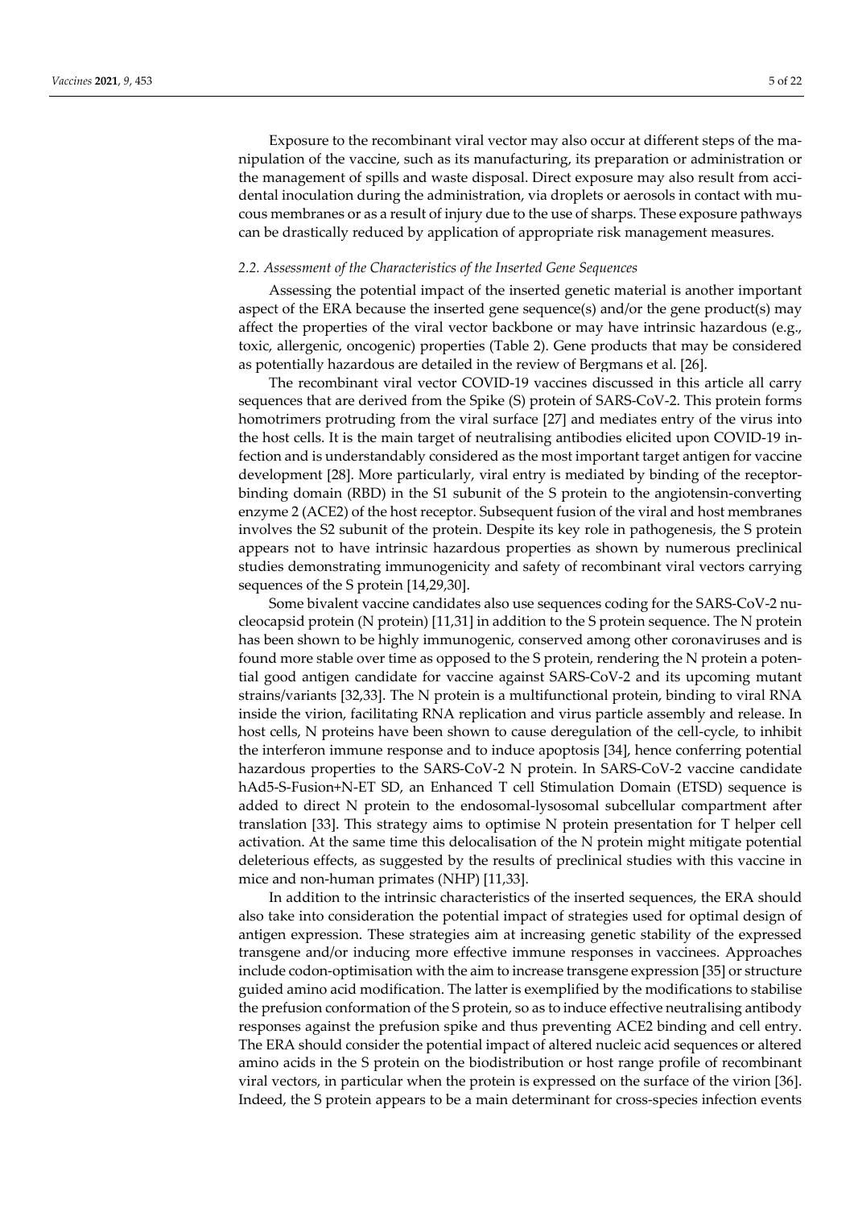Exposure to the recombinant viral vector may also occur at different steps of the manipulation of the vaccine, such as its manufacturing, its preparation or administration or the management of spills and waste disposal. Direct exposure may also result from accidental inoculation during the administration, via droplets or aerosols in contact with mucous membranes or as a result of injury due to the use of sharps. These exposure pathways can be drastically reduced by application of appropriate risk management measures.

### *2.2. Assessment of the Characteristics of the Inserted Gene Sequences*

Assessing the potential impact of the inserted genetic material is another important aspect of the ERA because the inserted gene sequence(s) and/or the gene product(s) may affect the properties of the viral vector backbone or may have intrinsic hazardous (e.g., toxic, allergenic, oncogenic) properties (Table 2). Gene products that may be considered as potentially hazardous are detailed in the review of Bergmans et al. [26].

The recombinant viral vector COVID-19 vaccines discussed in this article all carry sequences that are derived from the Spike (S) protein of SARS-CoV-2. This protein forms homotrimers protruding from the viral surface [27] and mediates entry of the virus into the host cells. It is the main target of neutralising antibodies elicited upon COVID-19 infection and is understandably considered as the most important target antigen for vaccine development [28]. More particularly, viral entry is mediated by binding of the receptor-binding domain (RBD) in the S1 subunit of the S protein to the angiotensin-converting enzyme 2 (ACE2) of the host receptor. Subsequent fusion of the viral and host membranes involves the S2 subunit of the protein. Despite its key role in pathogenesis, the S protein appears not to have intrinsic hazardous properties as shown by numerous preclinical studies demonstrating immunogenicity and safety of recombinant viral vectors carrying sequences of the S protein [14,29,30].

Some bivalent vaccine candidates also use sequences coding for the SARS-CoV-2 nucleocapsid protein (N protein) [11,31] in addition to the S protein sequence. The N protein has been shown to be highly immunogenic, conserved among other coronaviruses and is found more stable over time as opposed to the S protein, rendering the N protein a potential good antigen candidate for vaccine against SARS-CoV-2 and its upcoming mutant strains/variants [32,33]. The N protein is a multifunctional protein, binding to viral RNA inside the virion, facilitating RNA replication and virus particle assembly and release. In host cells, N proteins have been shown to cause deregulation of the cell-cycle, to inhibit the interferon immune response and to induce apoptosis [34], hence conferring potential hazardous properties to the SARS-CoV-2 N protein. In SARS-CoV-2 vaccine candidate hAd5-S-Fusion+N-ET SD, an Enhanced T cell Stimulation Domain (ETSD) sequence is added to direct N protein to the endosomal-lysosomal subcellular compartment after translation [33]. This strategy aims to optimise N protein presentation for T helper cell activation. At the same time this delocalisation of the N protein might mitigate potential deleterious effects, as suggested by the results of preclinical studies with this vaccine in mice and non-human primates (NHP) [11,33].

In addition to the intrinsic characteristics of the inserted sequences, the ERA should also take into consideration the potential impact of strategies used for optimal design of antigen expression. These strategies aim at increasing genetic stability of the expressed transgene and/or inducing more effective immune responses in vaccinees. Approaches include codon-optimisation with the aim to increase transgene expression [35] or structure guided amino acid modification. The latter is exemplified by the modifications to stabilise the prefusion conformation of the S protein, so as to induce effective neutralising antibody responses against the prefusion spike and thus preventing ACE2 binding and cell entry. The ERA should consider the potential impact of altered nucleic acid sequences or altered amino acids in the S protein on the biodistribution or host range profile of recombinant viral vectors, in particular when the protein is expressed on the surface of the virion [36]. Indeed, the S protein appears to be a main determinant for cross-species infection events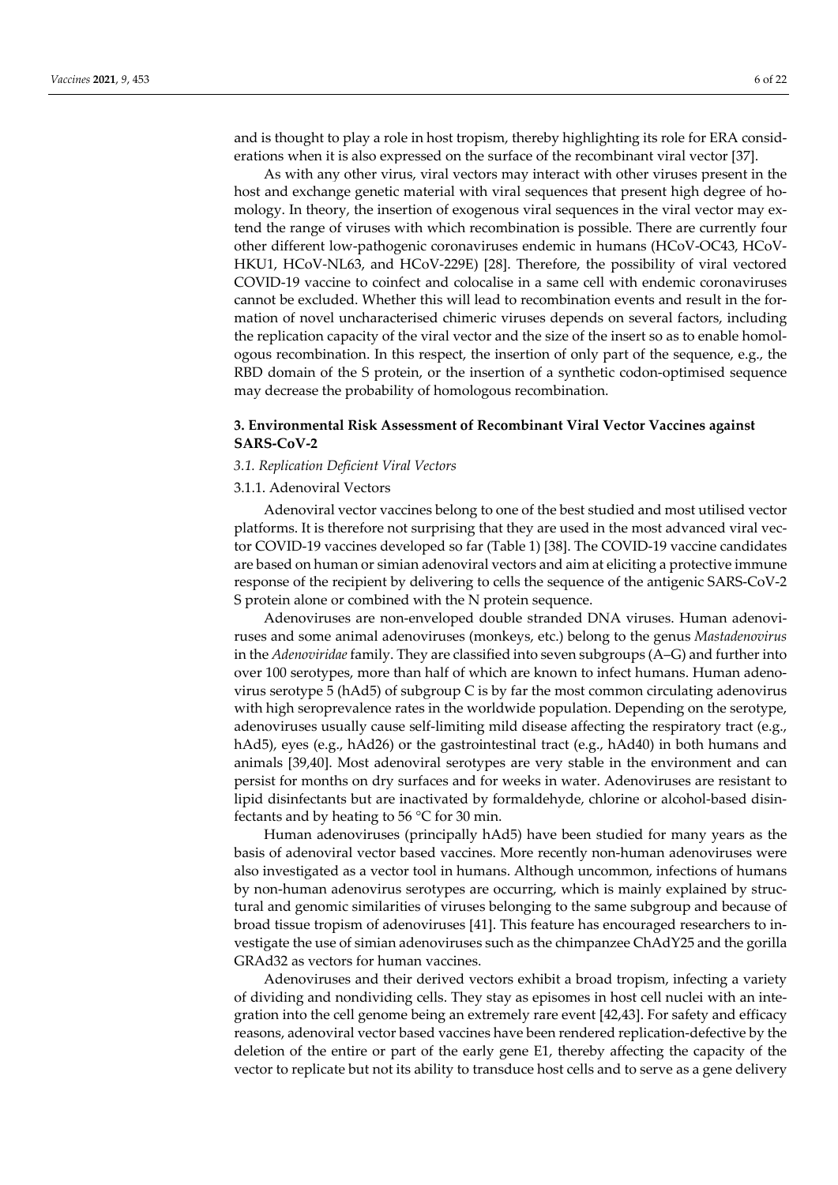and is thought to play a role in host tropism, thereby highlighting its role for ERA considerations when it is also expressed on the surface of the recombinant viral vector [37].

As with any other virus, viral vectors may interact with other viruses present in the host and exchange genetic material with viral sequences that present high degree of homology. In theory, the insertion of exogenous viral sequences in the viral vector may extend the range of viruses with which recombination is possible. There are currently four other different low-pathogenic coronaviruses endemic in humans (HCoV-OC43, HCoV-HKU1, HCoV-NL63, and HCoV-229E) [28]. Therefore, the possibility of viral vectored COVID-19 vaccine to coinfect and colocalise in a same cell with endemic coronaviruses cannot be excluded. Whether this will lead to recombination events and result in the formation of novel uncharacterised chimeric viruses depends on several factors, including the replication capacity of the viral vector and the size of the insert so as to enable homologous recombination. In this respect, the insertion of only part of the sequence, e.g., the RBD domain of the S protein, or the insertion of a synthetic codon-optimised sequence may decrease the probability of homologous recombination.

## 3. Environmental Risk Assessment of Recombinant Viral Vector Vaccines against SARS-CoV-2

### *3.1. Replication Deficient Viral Vectors*

#### 3.1.1. Adenoviral Vectors

Adenoviral vector vaccines belong to one of the best studied and most utilised vector platforms. It is therefore not surprising that they are used in the most advanced viral vector COVID-19 vaccines developed so far (Table 1) [38]. The COVID-19 vaccine candidates are based on human or simian adenoviral vectors and aim at eliciting a protective immune response of the recipient by delivering to cells the sequence of the antigenic SARS-CoV-2 S protein alone or combined with the N protein sequence.

Adenoviruses are non-enveloped double stranded DNA viruses. Human adenoviruses and some animal adenoviruses (monkeys, etc.) belong to the genus *Mastadenovirus* in the *Adenoviridae* family. They are classified into seven subgroups (A–G) and further into over 100 serotypes, more than half of which are known to infect humans. Human adenovirus serotype 5 (hAd5) of subgroup C is by far the most common circulating adenovirus with high seroprevalence rates in the worldwide population. Depending on the serotype, adenoviruses usually cause self-limiting mild disease affecting the respiratory tract (e.g., hAd5), eyes (e.g., hAd26) or the gastrointestinal tract (e.g., hAd40) in both humans and animals [39,40]. Most adenoviral serotypes are very stable in the environment and can persist for months on dry surfaces and for weeks in water. Adenoviruses are resistant to lipid disinfectants but are inactivated by formaldehyde, chlorine or alcohol-based disinfectants and by heating to 56 °C for 30 min.

Human adenoviruses (principally hAd5) have been studied for many years as the basis of adenoviral vector based vaccines. More recently non-human adenoviruses were also investigated as a vector tool in humans. Although uncommon, infections of humans by non-human adenovirus serotypes are occurring, which is mainly explained by structural and genomic similarities of viruses belonging to the same subgroup and because of broad tissue tropism of adenoviruses [41]. This feature has encouraged researchers to investigate the use of simian adenoviruses such as the chimpanzee ChAdY25 and the gorilla GRAd32 as vectors for human vaccines.

Adenoviruses and their derived vectors exhibit a broad tropism, infecting a variety of dividing and nondividing cells. They stay as episomes in host cell nuclei with an integration into the cell genome being an extremely rare event [42,43]. For safety and efficacy reasons, adenoviral vector based vaccines have been rendered replication-defective by the deletion of the entire or part of the early gene E1, thereby affecting the capacity of the vector to replicate but not its ability to transduce host cells and to serve as a gene delivery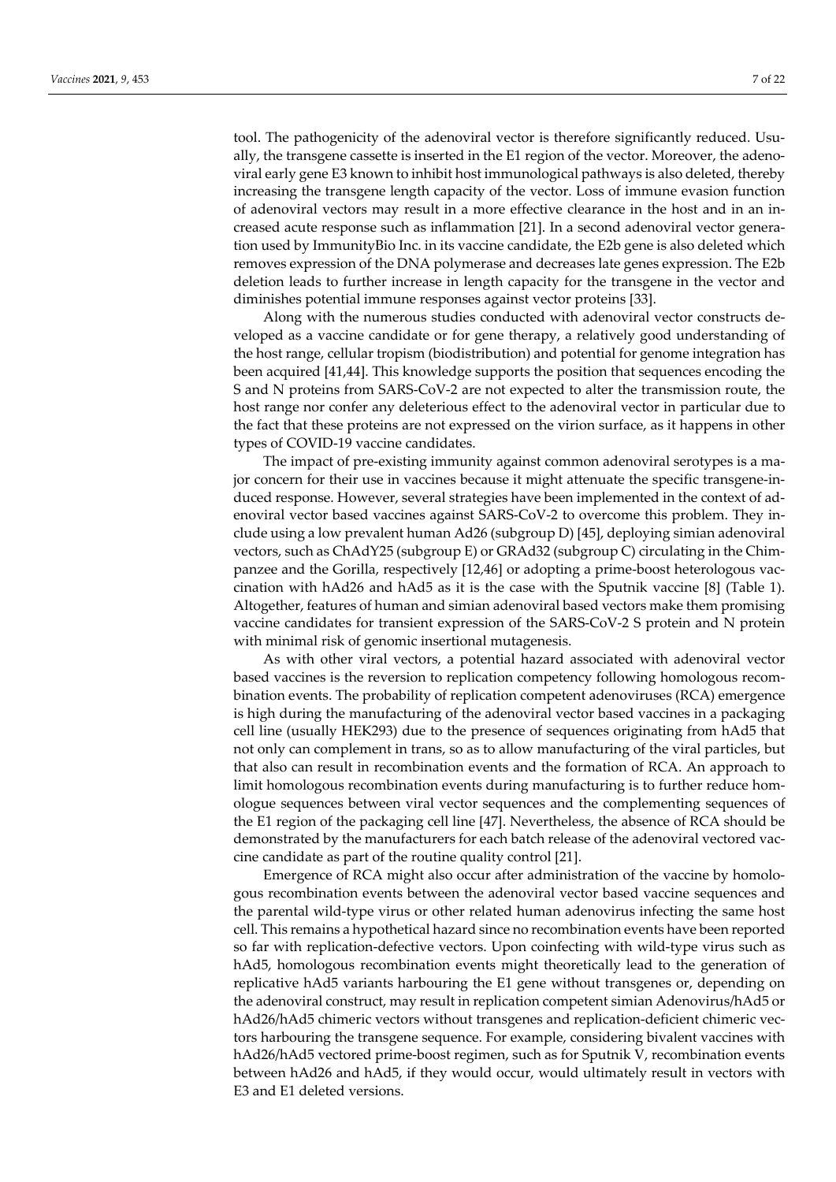tool. The pathogenicity of the adenoviral vector is therefore significantly reduced. Usually, the transgene cassette is inserted in the E1 region of the vector. Moreover, the adenoviral early gene E3 known to inhibit host immunological pathways is also deleted, thereby increasing the transgene length capacity of the vector. Loss of immune evasion function of adenoviral vectors may result in a more effective clearance in the host and in an increased acute response such as inflammation [21]. In a second adenoviral vector generation used by ImmunityBio Inc. in its vaccine candidate, the E2b gene is also deleted which removes expression of the DNA polymerase and decreases late genes expression. The E2b deletion leads to further increase in length capacity for the transgene in the vector and diminishes potential immune responses against vector proteins [33].

Along with the numerous studies conducted with adenoviral vector constructs developed as a vaccine candidate or for gene therapy, a relatively good understanding of the host range, cellular tropism (biodistribution) and potential for genome integration has been acquired [41,44]. This knowledge supports the position that sequences encoding the S and N proteins from SARS-CoV-2 are not expected to alter the transmission route, the host range nor confer any deleterious effect to the adenoviral vector in particular due to the fact that these proteins are not expressed on the virion surface, as it happens in other types of COVID-19 vaccine candidates.

The impact of pre-existing immunity against common adenoviral serotypes is a major concern for their use in vaccines because it might attenuate the specific transgene-induced response. However, several strategies have been implemented in the context of adenoviral vector based vaccines against SARS-CoV-2 to overcome this problem. They include using a low prevalent human Ad26 (subgroup D) [45], deploying simian adenoviral vectors, such as ChAdY25 (subgroup E) or GRAd32 (subgroup C) circulating in the Chimpanzee and the Gorilla, respectively [12,46] or adopting a prime-boost heterologous vaccination with hAd26 and hAd5 as it is the case with the Sputnik vaccine [8] (Table 1). Altogether, features of human and simian adenoviral based vectors make them promising vaccine candidates for transient expression of the SARS-CoV-2 S protein and N protein with minimal risk of genomic insertional mutagenesis.

As with other viral vectors, a potential hazard associated with adenoviral vector based vaccines is the reversion to replication competency following homologous recombination events. The probability of replication competent adenoviruses (RCA) emergence is high during the manufacturing of the adenoviral vector based vaccines in a packaging cell line (usually HEK293) due to the presence of sequences originating from hAd5 that not only can complement in trans, so as to allow manufacturing of the viral particles, but that also can result in recombination events and the formation of RCA. An approach to limit homologous recombination events during manufacturing is to further reduce homologue sequences between viral vector sequences and the complementing sequences of the E1 region of the packaging cell line [47]. Nevertheless, the absence of RCA should be demonstrated by the manufacturers for each batch release of the adenoviral vectored vaccine candidate as part of the routine quality control [21].

Emergence of RCA might also occur after administration of the vaccine by homologous recombination events between the adenoviral vector based vaccine sequences and the parental wild-type virus or other related human adenovirus infecting the same host cell. This remains a hypothetical hazard since no recombination events have been reported so far with replication-defective vectors. Upon coinfecting with wild-type virus such as hAd5, homologous recombination events might theoretically lead to the generation of replicative hAd5 variants harbouring the E1 gene without transgenes or, depending on the adenoviral construct, may result in replication competent simian Adenovirus/hAd5 or hAd26/hAd5 chimeric vectors without transgenes and replication-deficient chimeric vectors harbouring the transgene sequence. For example, considering bivalent vaccines with hAd26/hAd5 vectored prime-boost regimen, such as for Sputnik V, recombination events between hAd26 and hAd5, if they would occur, would ultimately result in vectors with E3 and E1 deleted versions.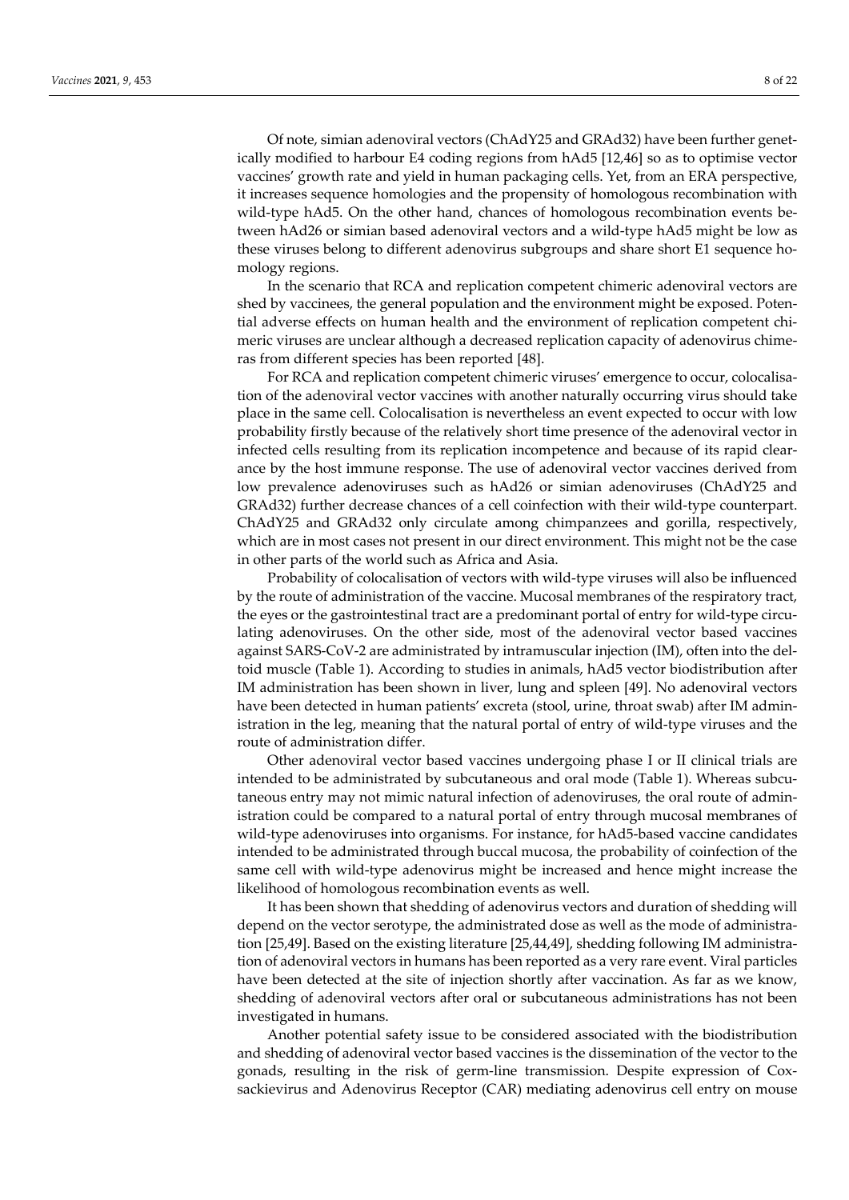Of note, simian adenoviral vectors (ChAdY25 and GRAd32) have been further genetically modified to harbour E4 coding regions from hAd5 [12,46] so as to optimise vector vaccines' growth rate and yield in human packaging cells. Yet, from an ERA perspective, it increases sequence homologies and the propensity of homologous recombination with wild-type hAd5. On the other hand, chances of homologous recombination events between hAd26 or simian based adenoviral vectors and a wild-type hAd5 might be low as these viruses belong to different adenovirus subgroups and share short E1 sequence homology regions.

In the scenario that RCA and replication competent chimeric adenoviral vectors are shed by vaccinees, the general population and the environment might be exposed. Potential adverse effects on human health and the environment of replication competent chimeric viruses are unclear although a decreased replication capacity of adenovirus chimeras from different species has been reported [48].

For RCA and replication competent chimeric viruses' emergence to occur, colocalisation of the adenoviral vector vaccines with another naturally occurring virus should take place in the same cell. Colocalisation is nevertheless an event expected to occur with low probability firstly because of the relatively short time presence of the adenoviral vector in infected cells resulting from its replication incompetence and because of its rapid clearance by the host immune response. The use of adenoviral vector vaccines derived from low prevalence adenoviruses such as hAd26 or simian adenoviruses (ChAdY25 and GRAd32) further decrease chances of a cell coinfection with their wild-type counterpart. ChAdY25 and GRAd32 only circulate among chimpanzees and gorilla, respectively, which are in most cases not present in our direct environment. This might not be the case in other parts of the world such as Africa and Asia.

Probability of colocalisation of vectors with wild-type viruses will also be influenced by the route of administration of the vaccine. Mucosal membranes of the respiratory tract, the eyes or the gastrointestinal tract are a predominant portal of entry for wild-type circulating adenoviruses. On the other side, most of the adenoviral vector based vaccines against SARS-CoV-2 are administrated by intramuscular injection (IM), often into the deltoid muscle (Table 1). According to studies in animals, hAd5 vector biodistribution after IM administration has been shown in liver, lung and spleen [49]. No adenoviral vectors have been detected in human patients' excreta (stool, urine, throat swab) after IM administration in the leg, meaning that the natural portal of entry of wild-type viruses and the route of administration differ.

Other adenoviral vector based vaccines undergoing phase I or II clinical trials are intended to be administrated by subcutaneous and oral mode (Table 1). Whereas subcutaneous entry may not mimic natural infection of adenoviruses, the oral route of administration could be compared to a natural portal of entry through mucosal membranes of wild-type adenoviruses into organisms. For instance, for hAd5-based vaccine candidates intended to be administrated through buccal mucosa, the probability of coinfection of the same cell with wild-type adenovirus might be increased and hence might increase the likelihood of homologous recombination events as well.

It has been shown that shedding of adenovirus vectors and duration of shedding will depend on the vector serotype, the administrated dose as well as the mode of administration [25,49]. Based on the existing literature [25,44,49], shedding following IM administration of adenoviral vectors in humans has been reported as a very rare event. Viral particles have been detected at the site of injection shortly after vaccination. As far as we know, shedding of adenoviral vectors after oral or subcutaneous administrations has not been investigated in humans.

Another potential safety issue to be considered associated with the biodistribution and shedding of adenoviral vector based vaccines is the dissemination of the vector to the gonads, resulting in the risk of germ-line transmission. Despite expression of Coxsackievirus and Adenovirus Receptor (CAR) mediating adenovirus cell entry on mouse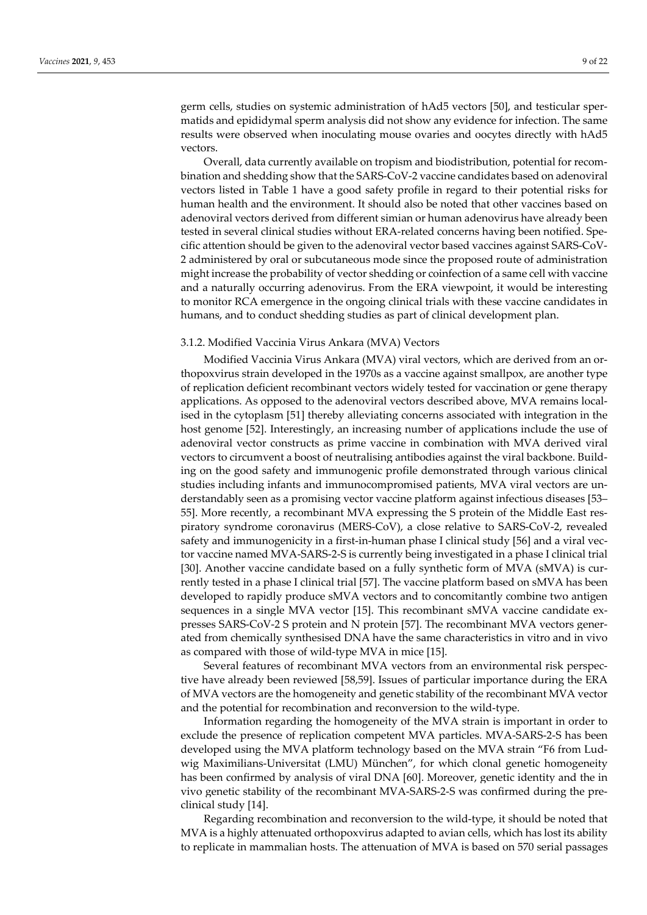germ cells, studies on systemic administration of hAd5 vectors [50], and testicular spermatids and epididymal sperm analysis did not show any evidence for infection. The same results were observed when inoculating mouse ovaries and oocytes directly with hAd5 vectors.

Overall, data currently available on tropism and biodistribution, potential for recombination and shedding show that the SARS-CoV-2 vaccine candidates based on adenoviral vectors listed in Table 1 have a good safety profile in regard to their potential risks for human health and the environment. It should also be noted that other vaccines based on adenoviral vectors derived from different simian or human adenovirus have already been tested in several clinical studies without ERA-related concerns having been notified. Specific attention should be given to the adenoviral vector based vaccines against SARS-CoV-2 administered by oral or subcutaneous mode since the proposed route of administration might increase the probability of vector shedding or coinfection of a same cell with vaccine and a naturally occurring adenovirus. From the ERA viewpoint, it would be interesting to monitor RCA emergence in the ongoing clinical trials with these vaccine candidates in humans, and to conduct shedding studies as part of clinical development plan.

#### 3.1.2. Modified Vaccinia Virus Ankara (MVA) Vectors

Modified Vaccinia Virus Ankara (MVA) viral vectors, which are derived from an orthopoxvirus strain developed in the 1970s as a vaccine against smallpox, are another type of replication deficient recombinant vectors widely tested for vaccination or gene therapy applications. As opposed to the adenoviral vectors described above, MVA remains localised in the cytoplasm [51] thereby alleviating concerns associated with integration in the host genome [52]. Interestingly, an increasing number of applications include the use of adenoviral vector constructs as prime vaccine in combination with MVA derived viral vectors to circumvent a boost of neutralising antibodies against the viral backbone. Building on the good safety and immunogenic profile demonstrated through various clinical studies including infants and immunocompromised patients, MVA viral vectors are understandably seen as a promising vector vaccine platform against infectious diseases [53–55]. More recently, a recombinant MVA expressing the S protein of the Middle East respiratory syndrome coronavirus (MERS-CoV), a close relative to SARS-CoV-2, revealed safety and immunogenicity in a first-in-human phase I clinical study [56] and a viral vector vaccine named MVA-SARS-2-S is currently being investigated in a phase I clinical trial [30]. Another vaccine candidate based on a fully synthetic form of MVA (sMVA) is currently tested in a phase I clinical trial [57]. The vaccine platform based on sMVA has been developed to rapidly produce sMVA vectors and to concomitantly combine two antigen sequences in a single MVA vector [15]. This recombinant sMVA vaccine candidate expresses SARS-CoV-2 S protein and N protein [57]. The recombinant MVA vectors generated from chemically synthesised DNA have the same characteristics in vitro and in vivo as compared with those of wild-type MVA in mice [15].

Several features of recombinant MVA vectors from an environmental risk perspective have already been reviewed [58,59]. Issues of particular importance during the ERA of MVA vectors are the homogeneity and genetic stability of the recombinant MVA vector and the potential for recombination and reconversion to the wild-type.

Information regarding the homogeneity of the MVA strain is important in order to exclude the presence of replication competent MVA particles. MVA-SARS-2-S has been developed using the MVA platform technology based on the MVA strain "F6 from Ludwig Maximilians-Universitat (LMU) München", for which clonal genetic homogeneity has been confirmed by analysis of viral DNA [60]. Moreover, genetic identity and the in vivo genetic stability of the recombinant MVA-SARS-2-S was confirmed during the preclinical study [14].

Regarding recombination and reconversion to the wild-type, it should be noted that MVA is a highly attenuated orthopoxvirus adapted to avian cells, which has lost its ability to replicate in mammalian hosts. The attenuation of MVA is based on 570 serial passages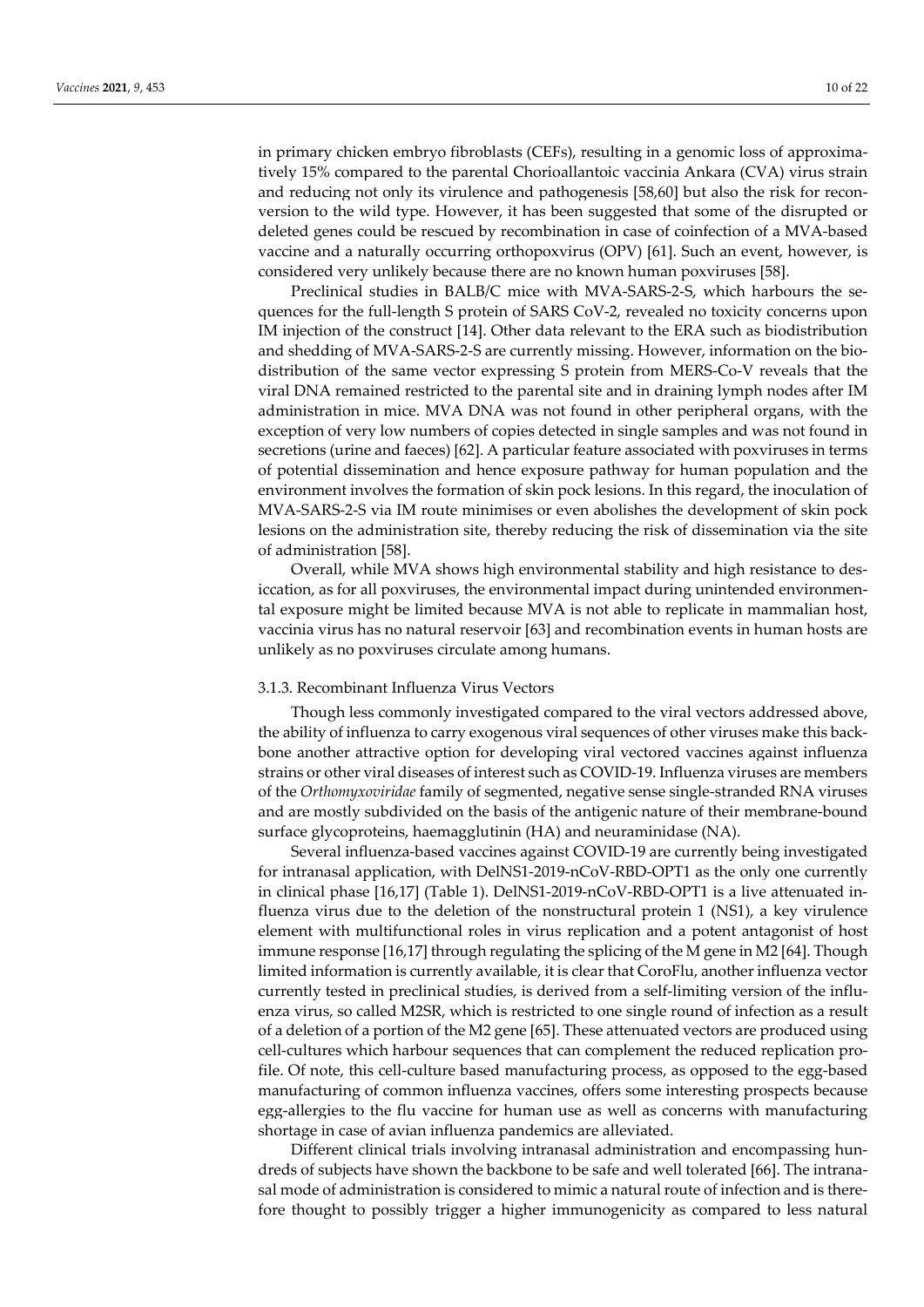in primary chicken embryo fibroblasts (CEFs), resulting in a genomic loss of approximatively 15% compared to the parental Chorioallantoic vaccinia Ankara (CVA) virus strain and reducing not only its virulence and pathogenesis [58,60] but also the risk for reconversion to the wild type. However, it has been suggested that some of the disrupted or deleted genes could be rescued by recombination in case of coinfection of a MVA-based vaccine and a naturally occurring orthopoxvirus (OPV) [61]. Such an event, however, is considered very unlikely because there are no known human poxviruses [58].

Preclinical studies in BALB/C mice with MVA-SARS-2-S, which harbours the sequences for the full-length S protein of SARS CoV-2, revealed no toxicity concerns upon IM injection of the construct [14]. Other data relevant to the ERA such as biodistribution and shedding of MVA-SARS-2-S are currently missing. However, information on the biodistribution of the same vector expressing S protein from MERS-Co-V reveals that the viral DNA remained restricted to the parental site and in draining lymph nodes after IM administration in mice. MVA DNA was not found in other peripheral organs, with the exception of very low numbers of copies detected in single samples and was not found in secretions (urine and faeces) [62]. A particular feature associated with poxviruses in terms of potential dissemination and hence exposure pathway for human population and the environment involves the formation of skin pock lesions. In this regard, the inoculation of MVA-SARS-2-S via IM route minimises or even abolishes the development of skin pock lesions on the administration site, thereby reducing the risk of dissemination via the site of administration [58].

Overall, while MVA shows high environmental stability and high resistance to desiccation, as for all poxviruses, the environmental impact during unintended environmental exposure might be limited because MVA is not able to replicate in mammalian host, vaccinia virus has no natural reservoir [63] and recombination events in human hosts are unlikely as no poxviruses circulate among humans.

#### 3.1.3. Recombinant Influenza Virus Vectors

Though less commonly investigated compared to the viral vectors addressed above, the ability of influenza to carry exogenous viral sequences of other viruses make this backbone another attractive option for developing viral vectored vaccines against influenza strains or other viral diseases of interest such as COVID-19. Influenza viruses are members of the *Orthomyxoviridae* family of segmented, negative sense single-stranded RNA viruses and are mostly subdivided on the basis of the antigenic nature of their membrane-bound surface glycoproteins, haemagglutinin (HA) and neuraminidase (NA).

Several influenza-based vaccines against COVID-19 are currently being investigated for intranasal application, with DelNS1-2019-nCoV-RBD-OPT1 as the only one currently in clinical phase [16,17] (Table 1). DelNS1-2019-nCoV-RBD-OPT1 is a live attenuated influenza virus due to the deletion of the nonstructural protein 1 (NS1), a key virulence element with multifunctional roles in virus replication and a potent antagonist of host immune response [16,17] through regulating the splicing of the M gene in M2 [64]. Though limited information is currently available, it is clear that CoroFlu, another influenza vector currently tested in preclinical studies, is derived from a self-limiting version of the influenza virus, so called M2SR, which is restricted to one single round of infection as a result of a deletion of a portion of the M2 gene [65]. These attenuated vectors are produced using cell-cultures which harbour sequences that can complement the reduced replication profile. Of note, this cell-culture based manufacturing process, as opposed to the egg-based manufacturing of common influenza vaccines, offers some interesting prospects because egg-allergies to the flu vaccine for human use as well as concerns with manufacturing shortage in case of avian influenza pandemics are alleviated.

Different clinical trials involving intranasal administration and encompassing hundreds of subjects have shown the backbone to be safe and well tolerated [66]. The intranasal mode of administration is considered to mimic a natural route of infection and is therefore thought to possibly trigger a higher immunogenicity as compared to less natural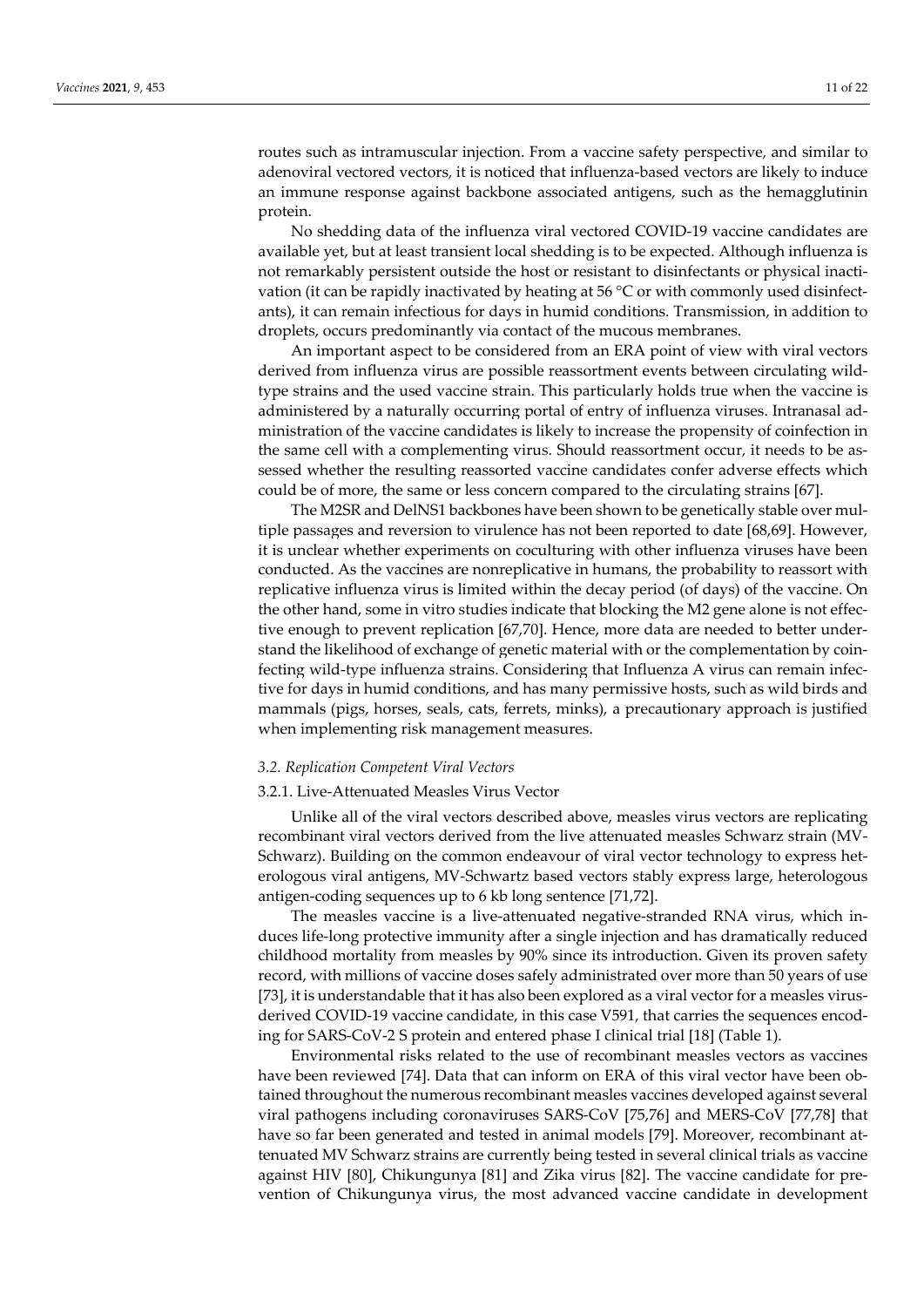routes such as intramuscular injection. From a vaccine safety perspective, and similar to adenoviral vectored vectors, it is noticed that influenza-based vectors are likely to induce an immune response against backbone associated antigens, such as the hemagglutinin protein.

No shedding data of the influenza viral vectored COVID-19 vaccine candidates are available yet, but at least transient local shedding is to be expected. Although influenza is not remarkably persistent outside the host or resistant to disinfectants or physical inactivation (it can be rapidly inactivated by heating at 56 °C or with commonly used disinfectants), it can remain infectious for days in humid conditions. Transmission, in addition to droplets, occurs predominantly via contact of the mucous membranes.

An important aspect to be considered from an ERA point of view with viral vectors derived from influenza virus are possible reassortment events between circulating wild-type strains and the used vaccine strain. This particularly holds true when the vaccine is administered by a naturally occurring portal of entry of influenza viruses. Intranasal administration of the vaccine candidates is likely to increase the propensity of coinfection in the same cell with a complementing virus. Should reassortment occur, it needs to be assessed whether the resulting reassorted vaccine candidates confer adverse effects which could be of more, the same or less concern compared to the circulating strains [67].

The M2SR and DelNS1 backbones have been shown to be genetically stable over multiple passages and reversion to virulence has not been reported to date [68,69]. However, it is unclear whether experiments on coculturing with other influenza viruses have been conducted. As the vaccines are nonreplicative in humans, the probability to reassort with replicative influenza virus is limited within the decay period (of days) of the vaccine. On the other hand, some in vitro studies indicate that blocking the M2 gene alone is not effective enough to prevent replication [67,70]. Hence, more data are needed to better understand the likelihood of exchange of genetic material with or the complementation by coinfecting wild-type influenza strains. Considering that Influenza A virus can remain infective for days in humid conditions, and has many permissive hosts, such as wild birds and mammals (pigs, horses, seals, cats, ferrets, minks), a precautionary approach is justified when implementing risk management measures.

### *3.2. Replication Competent Viral Vectors*

#### 3.2.1. Live-Attenuated Measles Virus Vector

Unlike all of the viral vectors described above, measles virus vectors are replicating recombinant viral vectors derived from the live attenuated measles Schwarz strain (MV-Schwarz). Building on the common endeavour of viral vector technology to express heterologous viral antigens, MV-Schwartz based vectors stably express large, heterologous antigen-coding sequences up to 6 kb long sentence [71,72].

The measles vaccine is a live-attenuated negative-stranded RNA virus, which induces life-long protective immunity after a single injection and has dramatically reduced childhood mortality from measles by 90% since its introduction. Given its proven safety record, with millions of vaccine doses safely administrated over more than 50 years of use [73], it is understandable that it has also been explored as a viral vector for a measles virus-derived COVID-19 vaccine candidate, in this case V591, that carries the sequences encoding for SARS-CoV-2 S protein and entered phase I clinical trial [18] (Table 1).

Environmental risks related to the use of recombinant measles vectors as vaccines have been reviewed [74]. Data that can inform on ERA of this viral vector have been obtained throughout the numerous recombinant measles vaccines developed against several viral pathogens including coronaviruses SARS-CoV [75,76] and MERS-CoV [77,78] that have so far been generated and tested in animal models [79]. Moreover, recombinant attenuated MV Schwarz strains are currently being tested in several clinical trials as vaccine against HIV [80], Chikungunya [81] and Zika virus [82]. The vaccine candidate for prevention of Chikungunya virus, the most advanced vaccine candidate in development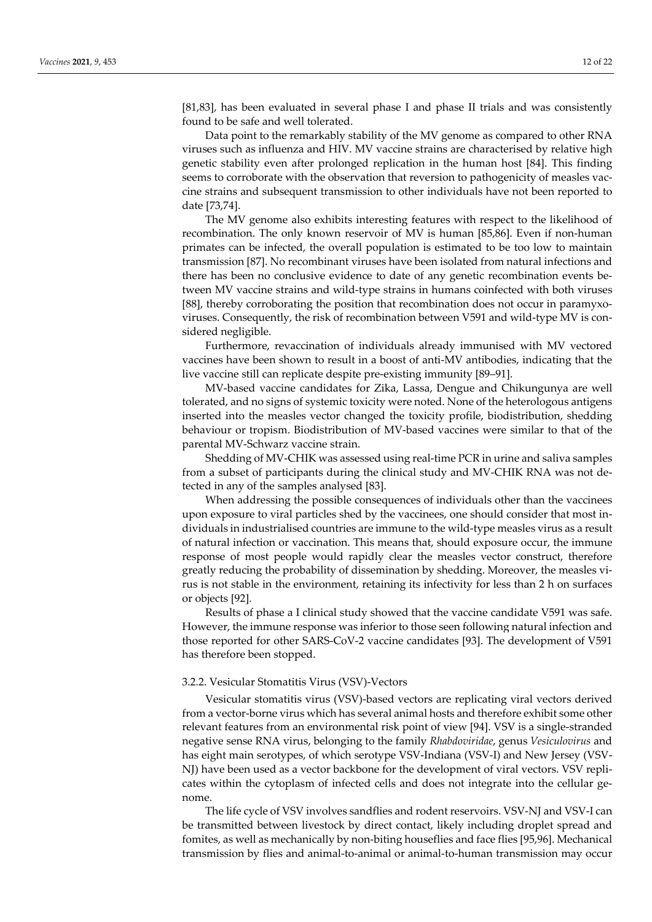[81,83], has been evaluated in several phase I and phase II trials and was consistently found to be safe and well tolerated.

Data point to the remarkably stability of the MV genome as compared to other RNA viruses such as influenza and HIV. MV vaccine strains are characterised by relative high genetic stability even after prolonged replication in the human host [84]. This finding seems to corroborate with the observation that reversion to pathogenicity of measles vaccine strains and subsequent transmission to other individuals have not been reported to date [73,74].

The MV genome also exhibits interesting features with respect to the likelihood of recombination. The only known reservoir of MV is human [85,86]. Even if non-human primates can be infected, the overall population is estimated to be too low to maintain transmission [87]. No recombinant viruses have been isolated from natural infections and there has been no conclusive evidence to date of any genetic recombination events between MV vaccine strains and wild-type strains in humans coinfected with both viruses [88], thereby corroborating the position that recombination does not occur in paramyxoviruses. Consequently, the risk of recombination between V591 and wild-type MV is considered negligible.

Furthermore, revaccination of individuals already immunised with MV vectored vaccines have been shown to result in a boost of anti-MV antibodies, indicating that the live vaccine still can replicate despite pre-existing immunity [89–91].

MV-based vaccine candidates for Zika, Lassa, Dengue and Chikungunya are well tolerated, and no signs of systemic toxicity were noted. None of the heterologous antigens inserted into the measles vector changed the toxicity profile, biodistribution, shedding behaviour or tropism. Biodistribution of MV-based vaccines were similar to that of the parental MV-Schwarz vaccine strain.

Shedding of MV-CHIK was assessed using real-time PCR in urine and saliva samples from a subset of participants during the clinical study and MV-CHIK RNA was not detected in any of the samples analysed [83].

When addressing the possible consequences of individuals other than the vaccinees upon exposure to viral particles shed by the vaccinees, one should consider that most individuals in industrialised countries are immune to the wild-type measles virus as a result of natural infection or vaccination. This means that, should exposure occur, the immune response of most people would rapidly clear the measles vector construct, therefore greatly reducing the probability of dissemination by shedding. Moreover, the measles virus is not stable in the environment, retaining its infectivity for less than 2 h on surfaces or objects [92].

Results of phase a I clinical study showed that the vaccine candidate V591 was safe. However, the immune response was inferior to those seen following natural infection and those reported for other SARS-CoV-2 vaccine candidates [93]. The development of V591 has therefore been stopped.

#### 3.2.2. Vesicular Stomatitis Virus (VSV)-Vectors

Vesicular stomatitis virus (VSV)-based vectors are replicating viral vectors derived from a vector-borne virus which has several animal hosts and therefore exhibit some other relevant features from an environmental risk point of view [94]. VSV is a single-stranded negative sense RNA virus, belonging to the family *Rhabdoviridae*, genus *Vesiculovirus* and has eight main serotypes, of which serotype VSV-Indiana (VSV-I) and New Jersey (VSV-NJ) have been used as a vector backbone for the development of viral vectors. VSV replicates within the cytoplasm of infected cells and does not integrate into the cellular genome.

The life cycle of VSV involves sandflies and rodent reservoirs. VSV-NJ and VSV-I can be transmitted between livestock by direct contact, likely including droplet spread and fomites, as well as mechanically by non-biting houseflies and face flies [95,96]. Mechanical transmission by flies and animal-to-animal or animal-to-human transmission may occur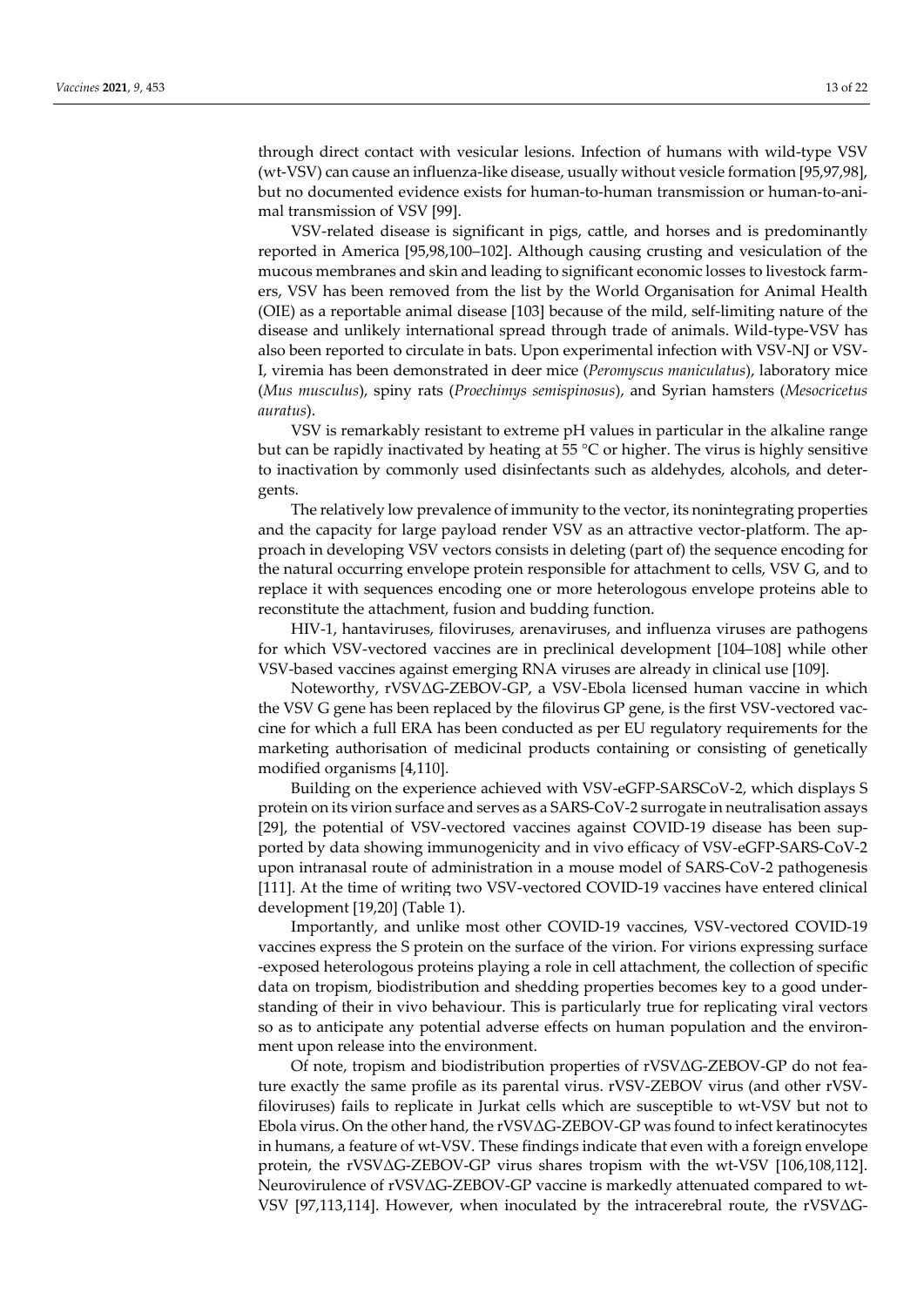through direct contact with vesicular lesions. Infection of humans with wild-type VSV (wt-VSV) can cause an influenza-like disease, usually without vesicle formation [95,97,98], but no documented evidence exists for human-to-human transmission or human-to-animal transmission of VSV [99].

VSV-related disease is significant in pigs, cattle, and horses and is predominantly reported in America [95,98,100–102]. Although causing crusting and vesiculation of the mucous membranes and skin and leading to significant economic losses to livestock farmers, VSV has been removed from the list by the World Organisation for Animal Health (OIE) as a reportable animal disease [103] because of the mild, self-limiting nature of the disease and unlikely international spread through trade of animals. Wild-type-VSV has also been reported to circulate in bats. Upon experimental infection with VSV-NJ or VSV-I, viremia has been demonstrated in deer mice (*Peromyscus maniculatus*), laboratory mice (*Mus musculus*), spiny rats (*Proechimys semispinosus*), and Syrian hamsters (*Mesocricetus auratus*).

VSV is remarkably resistant to extreme pH values in particular in the alkaline range but can be rapidly inactivated by heating at 55 °C or higher. The virus is highly sensitive to inactivation by commonly used disinfectants such as aldehydes, alcohols, and detergents.

The relatively low prevalence of immunity to the vector, its nonintegrating properties and the capacity for large payload render VSV as an attractive vector-platform. The approach in developing VSV vectors consists in deleting (part of) the sequence encoding for the natural occurring envelope protein responsible for attachment to cells, VSV G, and to replace it with sequences encoding one or more heterologous envelope proteins able to reconstitute the attachment, fusion and budding function.

HIV-1, hantaviruses, filoviruses, arenaviruses, and influenza viruses are pathogens for which VSV-vectored vaccines are in preclinical development [104–108] while other VSV-based vaccines against emerging RNA viruses are already in clinical use [109].

Noteworthy, rVSVΔG-ZEBOV-GP, a VSV-Ebola licensed human vaccine in which the VSV G gene has been replaced by the filovirus GP gene, is the first VSV-vectored vaccine for which a full ERA has been conducted as per EU regulatory requirements for the marketing authorisation of medicinal products containing or consisting of genetically modified organisms [4,110].

Building on the experience achieved with VSV-eGFP-SARSCoV-2, which displays S protein on its virion surface and serves as a SARS-CoV-2 surrogate in neutralisation assays [29], the potential of VSV-vectored vaccines against COVID-19 disease has been supported by data showing immunogenicity and in vivo efficacy of VSV-eGFP-SARS-CoV-2 upon intranasal route of administration in a mouse model of SARS-CoV-2 pathogenesis [111]. At the time of writing two VSV-vectored COVID-19 vaccines have entered clinical development [19,20] (Table 1).

Importantly, and unlike most other COVID-19 vaccines, VSV-vectored COVID-19 vaccines express the S protein on the surface of the virion. For virions expressing surface -exposed heterologous proteins playing a role in cell attachment, the collection of specific data on tropism, biodistribution and shedding properties becomes key to a good understanding of their in vivo behaviour. This is particularly true for replicating viral vectors so as to anticipate any potential adverse effects on human population and the environment upon release into the environment.

Of note, tropism and biodistribution properties of rVSVΔG-ZEBOV-GP do not feature exactly the same profile as its parental virus. rVSV-ZEBOV virus (and other rVSV-filoviruses) fails to replicate in Jurkat cells which are susceptible to wt-VSV but not to Ebola virus. On the other hand, the rVSVΔG-ZEBOV-GP was found to infect keratinocytes in humans, a feature of wt-VSV. These findings indicate that even with a foreign envelope protein, the rVSVΔG-ZEBOV-GP virus shares tropism with the wt-VSV [106,108,112]. Neurovirulence of rVSVΔG-ZEBOV-GP vaccine is markedly attenuated compared to wt-VSV [97,113,114]. However, when inoculated by the intracerebral route, the rVSVΔG-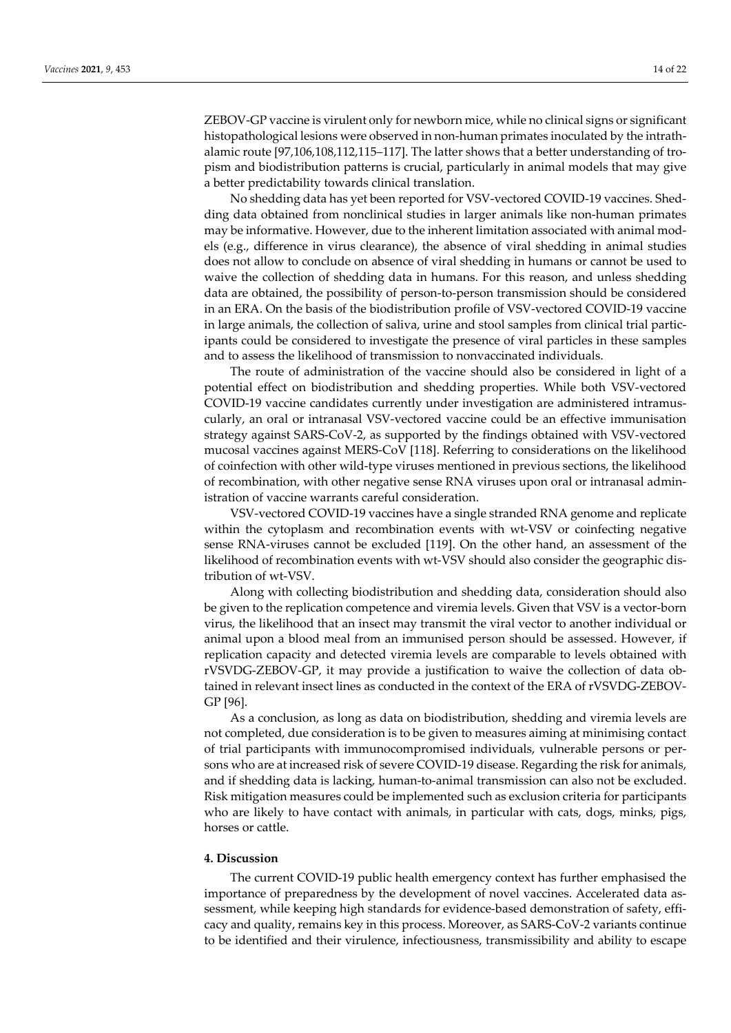ZEBOV-GP vaccine is virulent only for newborn mice, while no clinical signs or significant histopathological lesions were observed in non-human primates inoculated by the intrathalamic route [97,106,108,112,115–117]. The latter shows that a better understanding of tropism and biodistribution patterns is crucial, particularly in animal models that may give a better predictability towards clinical translation.

No shedding data has yet been reported for VSV-vectored COVID-19 vaccines. Shedding data obtained from nonclinical studies in larger animals like non-human primates may be informative. However, due to the inherent limitation associated with animal models (e.g., difference in virus clearance), the absence of viral shedding in animal studies does not allow to conclude on absence of viral shedding in humans or cannot be used to waive the collection of shedding data in humans. For this reason, and unless shedding data are obtained, the possibility of person-to-person transmission should be considered in an ERA. On the basis of the biodistribution profile of VSV-vectored COVID-19 vaccine in large animals, the collection of saliva, urine and stool samples from clinical trial participants could be considered to investigate the presence of viral particles in these samples and to assess the likelihood of transmission to nonvaccinated individuals.

The route of administration of the vaccine should also be considered in light of a potential effect on biodistribution and shedding properties. While both VSV-vectored COVID-19 vaccine candidates currently under investigation are administered intramuscularly, an oral or intranasal VSV-vectored vaccine could be an effective immunisation strategy against SARS-CoV-2, as supported by the findings obtained with VSV-vectored mucosal vaccines against MERS-CoV [118]. Referring to considerations on the likelihood of coinfection with other wild-type viruses mentioned in previous sections, the likelihood of recombination, with other negative sense RNA viruses upon oral or intranasal administration of vaccine warrants careful consideration.

VSV-vectored COVID-19 vaccines have a single stranded RNA genome and replicate within the cytoplasm and recombination events with wt-VSV or coinfecting negative sense RNA-viruses cannot be excluded [119]. On the other hand, an assessment of the likelihood of recombination events with wt-VSV should also consider the geographic distribution of wt-VSV.

Along with collecting biodistribution and shedding data, consideration should also be given to the replication competence and viremia levels. Given that VSV is a vector-born virus, the likelihood that an insect may transmit the viral vector to another individual or animal upon a blood meal from an immunised person should be assessed. However, if replication capacity and detected viremia levels are comparable to levels obtained with rVSVDG-ZEBOV-GP, it may provide a justification to waive the collection of data obtained in relevant insect lines as conducted in the context of the ERA of rVSVDG-ZEBOV-GP [96].

As a conclusion, as long as data on biodistribution, shedding and viremia levels are not completed, due consideration is to be given to measures aiming at minimising contact of trial participants with immunocompromised individuals, vulnerable persons or persons who are at increased risk of severe COVID-19 disease. Regarding the risk for animals, and if shedding data is lacking, human-to-animal transmission can also not be excluded. Risk mitigation measures could be implemented such as exclusion criteria for participants who are likely to have contact with animals, in particular with cats, dogs, minks, pigs, horses or cattle.

## 4. Discussion

The current COVID-19 public health emergency context has further emphasised the importance of preparedness by the development of novel vaccines. Accelerated data assessment, while keeping high standards for evidence-based demonstration of safety, efficacy and quality, remains key in this process. Moreover, as SARS-CoV-2 variants continue to be identified and their virulence, infectiousness, transmissibility and ability to escape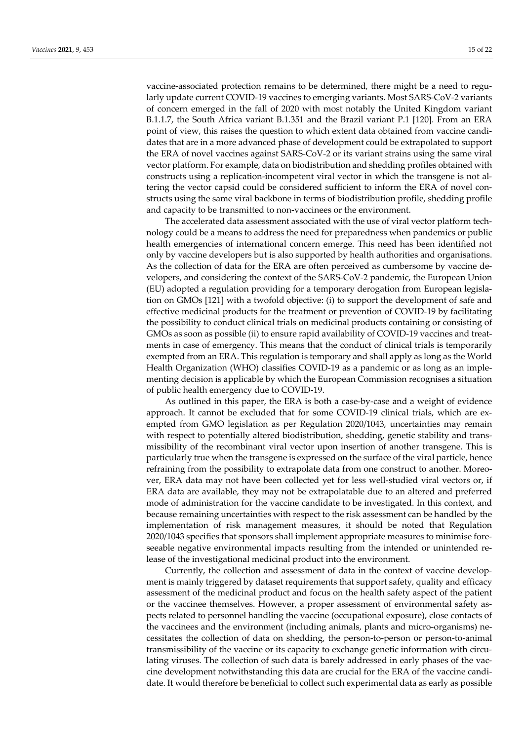vaccine-associated protection remains to be determined, there might be a need to regularly update current COVID-19 vaccines to emerging variants. Most SARS-CoV-2 variants of concern emerged in the fall of 2020 with most notably the United Kingdom variant B.1.1.7, the South Africa variant B.1.351 and the Brazil variant P.1 [120]. From an ERA point of view, this raises the question to which extent data obtained from vaccine candidates that are in a more advanced phase of development could be extrapolated to support the ERA of novel vaccines against SARS-CoV-2 or its variant strains using the same viral vector platform. For example, data on biodistribution and shedding profiles obtained with constructs using a replication-incompetent viral vector in which the transgene is not altering the vector capsid could be considered sufficient to inform the ERA of novel constructs using the same viral backbone in terms of biodistribution profile, shedding profile and capacity to be transmitted to non-vaccinees or the environment.

The accelerated data assessment associated with the use of viral vector platform technology could be a means to address the need for preparedness when pandemics or public health emergencies of international concern emerge. This need has been identified not only by vaccine developers but is also supported by health authorities and organisations. As the collection of data for the ERA are often perceived as cumbersome by vaccine developers, and considering the context of the SARS-CoV-2 pandemic, the European Union (EU) adopted a regulation providing for a temporary derogation from European legislation on GMOs [121] with a twofold objective: (i) to support the development of safe and effective medicinal products for the treatment or prevention of COVID-19 by facilitating the possibility to conduct clinical trials on medicinal products containing or consisting of GMOs as soon as possible (ii) to ensure rapid availability of COVID-19 vaccines and treatments in case of emergency. This means that the conduct of clinical trials is temporarily exempted from an ERA. This regulation is temporary and shall apply as long as the World Health Organization (WHO) classifies COVID-19 as a pandemic or as long as an implementing decision is applicable by which the European Commission recognises a situation of public health emergency due to COVID-19.

As outlined in this paper, the ERA is both a case-by-case and a weight of evidence approach. It cannot be excluded that for some COVID-19 clinical trials, which are exempted from GMO legislation as per Regulation 2020/1043, uncertainties may remain with respect to potentially altered biodistribution, shedding, genetic stability and transmissibility of the recombinant viral vector upon insertion of another transgene. This is particularly true when the transgene is expressed on the surface of the viral particle, hence refraining from the possibility to extrapolate data from one construct to another. Moreover, ERA data may not have been collected yet for less well-studied viral vectors or, if ERA data are available, they may not be extrapolatable due to an altered and preferred mode of administration for the vaccine candidate to be investigated. In this context, and because remaining uncertainties with respect to the risk assessment can be handled by the implementation of risk management measures, it should be noted that Regulation 2020/1043 specifies that sponsors shall implement appropriate measures to minimise foreseeable negative environmental impacts resulting from the intended or unintended release of the investigational medicinal product into the environment.

Currently, the collection and assessment of data in the context of vaccine development is mainly triggered by dataset requirements that support safety, quality and efficacy assessment of the medicinal product and focus on the health safety aspect of the patient or the vaccinee themselves. However, a proper assessment of environmental safety aspects related to personnel handling the vaccine (occupational exposure), close contacts of the vaccinees and the environment (including animals, plants and micro-organisms) necessitates the collection of data on shedding, the person-to-person or person-to-animal transmissibility of the vaccine or its capacity to exchange genetic information with circulating viruses. The collection of such data is barely addressed in early phases of the vaccine development notwithstanding this data are crucial for the ERA of the vaccine candidate. It would therefore be beneficial to collect such experimental data as early as possible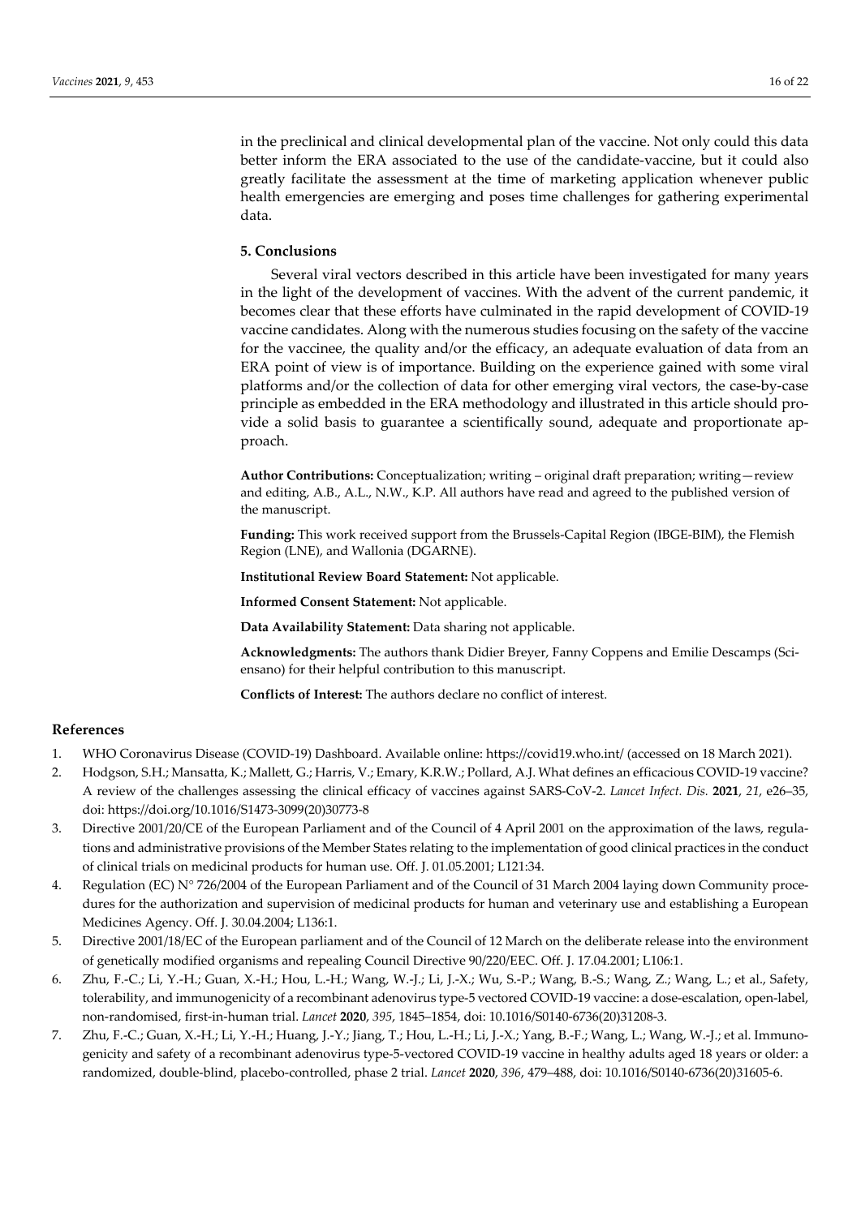in the preclinical and clinical developmental plan of the vaccine. Not only could this data better inform the ERA associated to the use of the candidate-vaccine, but it could also greatly facilitate the assessment at the time of marketing application whenever public health emergencies are emerging and poses time challenges for gathering experimental data.

## 5. Conclusions

Several viral vectors described in this article have been investigated for many years in the light of the development of vaccines. With the advent of the current pandemic, it becomes clear that these efforts have culminated in the rapid development of COVID-19 vaccine candidates. Along with the numerous studies focusing on the safety of the vaccine for the vaccinee, the quality and/or the efficacy, an adequate evaluation of data from an ERA point of view is of importance. Building on the experience gained with some viral platforms and/or the collection of data for other emerging viral vectors, the case-by-case principle as embedded in the ERA methodology and illustrated in this article should provide a solid basis to guarantee a scientifically sound, adequate and proportionate approach.

**Author Contributions:** Conceptualization; writing – original draft preparation; writing—review and editing, A.B., A.L., N.W., K.P. All authors have read and agreed to the published version of the manuscript.

**Funding:** This work received support from the Brussels-Capital Region (IBGE-BIM), the Flemish Region (LNE), and Wallonia (DGARNE).

**Institutional Review Board Statement:** Not applicable.

**Informed Consent Statement:** Not applicable.

**Data Availability Statement:** Data sharing not applicable.

**Acknowledgments:** The authors thank Didier Breyer, Fanny Coppens and Emilie Descamps (Sciensano) for their helpful contribution to this manuscript.

**Conflicts of Interest:** The authors declare no conflict of interest.

## References

1. WHO Coronavirus Disease (COVID-19) Dashboard. Available online: https://covid19.who.int/ (accessed on 18 March 2021).
2. Hodgson, S.H.; Mansatta, K.; Mallett, G.; Harris, V.; Emary, K.R.W.; Pollard, A.J. What defines an efficacious COVID-19 vaccine? A review of the challenges assessing the clinical efficacy of vaccines against SARS-CoV-2. *Lancet Infect. Dis.* **2021**, *21*, e26–35, doi: https://doi.org/10.1016/S1473-3099(20)30773-8
3. Directive 2001/20/CE of the European Parliament and of the Council of 4 April 2001 on the approximation of the laws, regulations and administrative provisions of the Member States relating to the implementation of good clinical practices in the conduct of clinical trials on medicinal products for human use. Off. J. 01.05.2001; L121:34.
4. Regulation (EC) N° 726/2004 of the European Parliament and of the Council of 31 March 2004 laying down Community procedures for the authorization and supervision of medicinal products for human and veterinary use and establishing a European Medicines Agency. Off. J. 30.04.2004; L136:1.
5. Directive 2001/18/EC of the European parliament and of the Council of 12 March on the deliberate release into the environment of genetically modified organisms and repealing Council Directive 90/220/EEC. Off. J. 17.04.2001; L106:1.
6. Zhu, F.-C.; Li, Y.-H.; Guan, X.-H.; Hou, L.-H.; Wang, W.-J.; Li, J.-X.; Wu, S.-P.; Wang, B.-S.; Wang, Z.; Wang, L.; et al., Safety, tolerability, and immunogenicity of a recombinant adenovirus type-5 vectored COVID-19 vaccine: a dose-escalation, open-label, non-randomised, first-in-human trial. *Lancet* **2020**, *395*, 1845–1854, doi: 10.1016/S0140-6736(20)31208-3.
7. Zhu, F.-C.; Guan, X.-H.; Li, Y.-H.; Huang, J.-Y.; Jiang, T.; Hou, L.-H.; Li, J.-X.; Yang, B.-F.; Wang, L.; Wang, W.-J.; et al. Immunogenicity and safety of a recombinant adenovirus type-5-vectored COVID-19 vaccine in healthy adults aged 18 years or older: a randomized, double-blind, placebo-controlled, phase 2 trial. *Lancet* **2020**, *396*, 479–488, doi: 10.1016/S0140-6736(20)31605-6.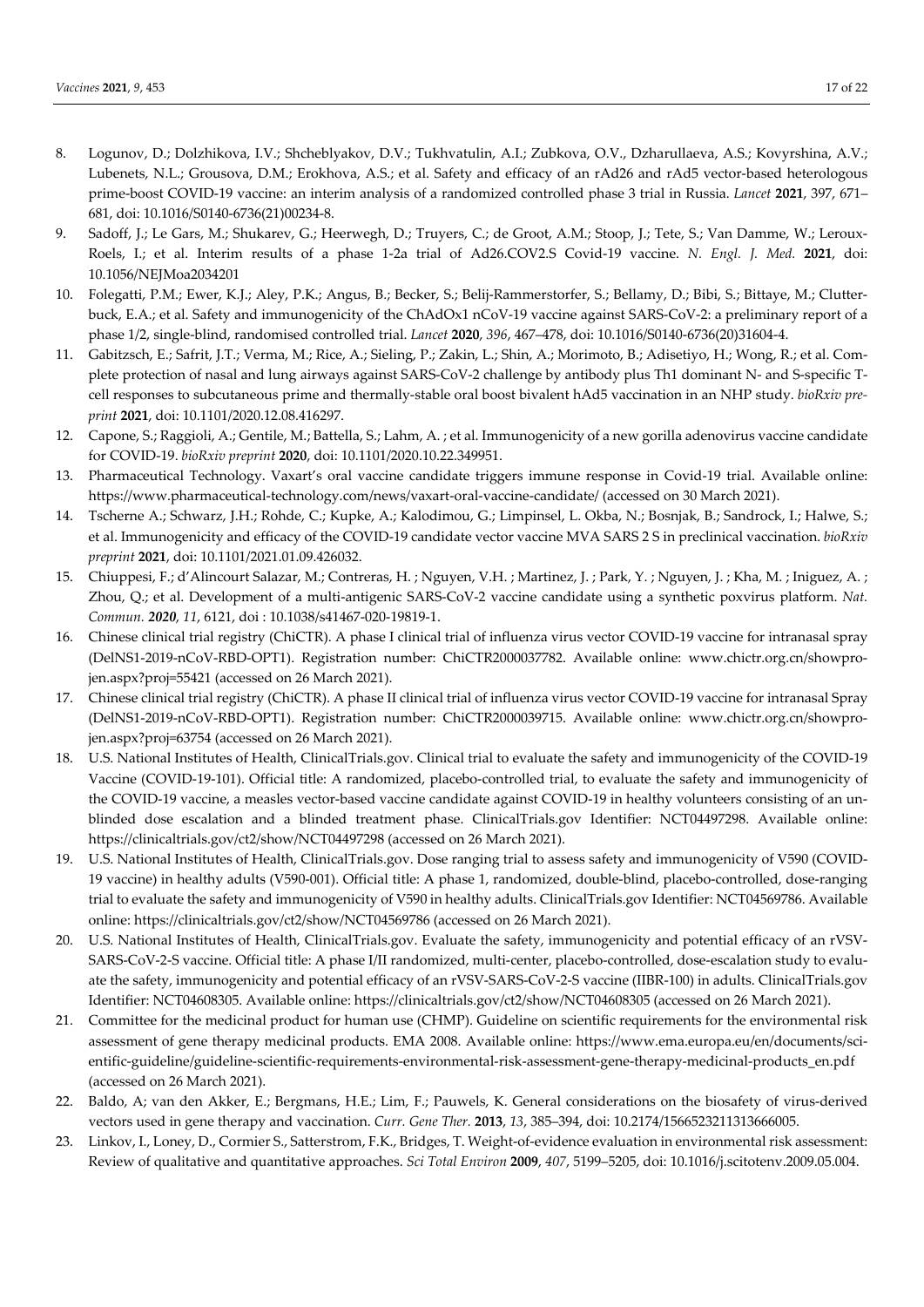8. Logunov, D.; Dolzhikova, I.V.; Shcheblyakov, D.V.; Tukhvatulin, A.I.; Zubkova, O.V., Dzharullaeva, A.S.; Kovyrshina, A.V.; Lubenets, N.L.; Grousova, D.M.; Erokhova, A.S.; et al. Safety and efficacy of an rAd26 and rAd5 vector-based heterologous prime-boost COVID-19 vaccine: an interim analysis of a randomized controlled phase 3 trial in Russia. *Lancet* **2021**, 397, 671–681, doi: 10.1016/S0140-6736(21)00234-8.
9. Sadoff, J.; Le Gars, M.; Shukarev, G.; Heerwegh, D.; Truyers, C.; de Groot, A.M.; Stoop, J.; Tete, S.; Van Damme, W.; Leroux-Roels, I.; et al. Interim results of a phase 1-2a trial of Ad26.COV2.S Covid-19 vaccine. *N. Engl. J. Med.* **2021**, doi: 10.1056/NEJMoa2034201
10. Folegatti, P.M.; Ewer, K.J.; Aley, P.K.; Angus, B.; Becker, S.; Belij-Rammerstorfer, S.; Bellamy, D.; Bibi, S.; Bittaye, M.; Clutterbuck, E.A.; et al. Safety and immunogenicity of the ChAdOx1 nCoV-19 vaccine against SARS-CoV-2: a preliminary report of a phase 1/2, single-blind, randomised controlled trial. *Lancet* **2020**, *396*, 467–478, doi: 10.1016/S0140-6736(20)31604-4.
11. Gabitzsch, E.; Safrit, J.T.; Verma, M.; Rice, A.; Sieling, P.; Zakin, L.; Shin, A.; Morimoto, B.; Adisetiyo, H.; Wong, R.; et al. Complete protection of nasal and lung airways against SARS-CoV-2 challenge by antibody plus Th1 dominant N- and S-specific T-cell responses to subcutaneous prime and thermally-stable oral boost bivalent hAd5 vaccination in an NHP study. *bioRxiv preprint* **2021**, doi: 10.1101/2020.12.08.416297.
12. Capone, S.; Raggioli, A.; Gentile, M.; Battella, S.; Lahm, A. ; et al. Immunogenicity of a new gorilla adenovirus vaccine candidate for COVID-19. *bioRxiv preprint* **2020**, doi: 10.1101/2020.10.22.349951.
13. Pharmaceutical Technology. Vaxart's oral vaccine candidate triggers immune response in Covid-19 trial. Available online: https://www.pharmaceutical-technology.com/news/vaxart-oral-vaccine-candidate/ (accessed on 30 March 2021).
14. Tscherne A.; Schwarz, J.H.; Rohde, C.; Kupke, A.; Kalodimou, G.; Limpinsel, L. Okba, N.; Bosnjak, B.; Sandrock, I.; Halwe, S.; et al. Immunogenicity and efficacy of the COVID-19 candidate vector vaccine MVA SARS 2 S in preclinical vaccination. *bioRxiv preprint* **2021**, doi: 10.1101/2021.01.09.426032.
15. Chiuppesi, F.; d'Alincourt Salazar, M.; Contreras, H. ; Nguyen, V.H. ; Martinez, J. ; Park, Y. ; Nguyen, J. ; Kha, M. ; Iniguez, A. ; Zhou, Q.; et al. Development of a multi-antigenic SARS-CoV-2 vaccine candidate using a synthetic poxvirus platform. *Nat. Commun.* ***2020***, *11*, 6121, doi : 10.1038/s41467-020-19819-1.
16. Chinese clinical trial registry (ChiCTR). A phase I clinical trial of influenza virus vector COVID-19 vaccine for intranasal spray (DelNS1-2019-nCoV-RBD-OPT1). Registration number: ChiCTR2000037782. Available online: www.chictr.org.cn/showprojen.aspx?proj=55421 (accessed on 26 March 2021).
17. Chinese clinical trial registry (ChiCTR). A phase II clinical trial of influenza virus vector COVID-19 vaccine for intranasal Spray (DelNS1-2019-nCoV-RBD-OPT1). Registration number: ChiCTR2000039715. Available online: www.chictr.org.cn/showprojen.aspx?proj=63754 (accessed on 26 March 2021).
18. U.S. National Institutes of Health, ClinicalTrials.gov. Clinical trial to evaluate the safety and immunogenicity of the COVID-19 Vaccine (COVID-19-101). Official title: A randomized, placebo-controlled trial, to evaluate the safety and immunogenicity of the COVID-19 vaccine, a measles vector-based vaccine candidate against COVID-19 in healthy volunteers consisting of an unblinded dose escalation and a blinded treatment phase. ClinicalTrials.gov Identifier: NCT04497298. Available online: https://clinicaltrials.gov/ct2/show/NCT04497298 (accessed on 26 March 2021).
19. U.S. National Institutes of Health, ClinicalTrials.gov. Dose ranging trial to assess safety and immunogenicity of V590 (COVID-19 vaccine) in healthy adults (V590-001). Official title: A phase 1, randomized, double-blind, placebo-controlled, dose-ranging trial to evaluate the safety and immunogenicity of V590 in healthy adults. ClinicalTrials.gov Identifier: NCT04569786. Available online: https://clinicaltrials.gov/ct2/show/NCT04569786 (accessed on 26 March 2021).
20. U.S. National Institutes of Health, ClinicalTrials.gov. Evaluate the safety, immunogenicity and potential efficacy of an rVSV-SARS-CoV-2-S vaccine. Official title: A phase I/II randomized, multi-center, placebo-controlled, dose-escalation study to evaluate the safety, immunogenicity and potential efficacy of an rVSV-SARS-CoV-2-S vaccine (IIBR-100) in adults. ClinicalTrials.gov Identifier: NCT04608305. Available online: https://clinicaltrials.gov/ct2/show/NCT04608305 (accessed on 26 March 2021).
21. Committee for the medicinal product for human use (CHMP). Guideline on scientific requirements for the environmental risk assessment of gene therapy medicinal products. EMA 2008. Available online: https://www.ema.europa.eu/en/documents/scientific-guideline/guideline-scientific-requirements-environmental-risk-assessment-gene-therapy-medicinal-products_en.pdf (accessed on 26 March 2021).
22. Baldo, A; van den Akker, E.; Bergmans, H.E.; Lim, F.; Pauwels, K. General considerations on the biosafety of virus-derived vectors used in gene therapy and vaccination. *Curr. Gene Ther.* **2013**, *13*, 385–394, doi: 10.2174/15665232113136660005.
23. Linkov, I., Loney, D., Cormier S., Satterstrom, F.K., Bridges, T. Weight-of-evidence evaluation in environmental risk assessment: Review of qualitative and quantitative approaches. *Sci Total Environ* **2009**, *407*, 5199–5205, doi: 10.1016/j.scitotenv.2009.05.004.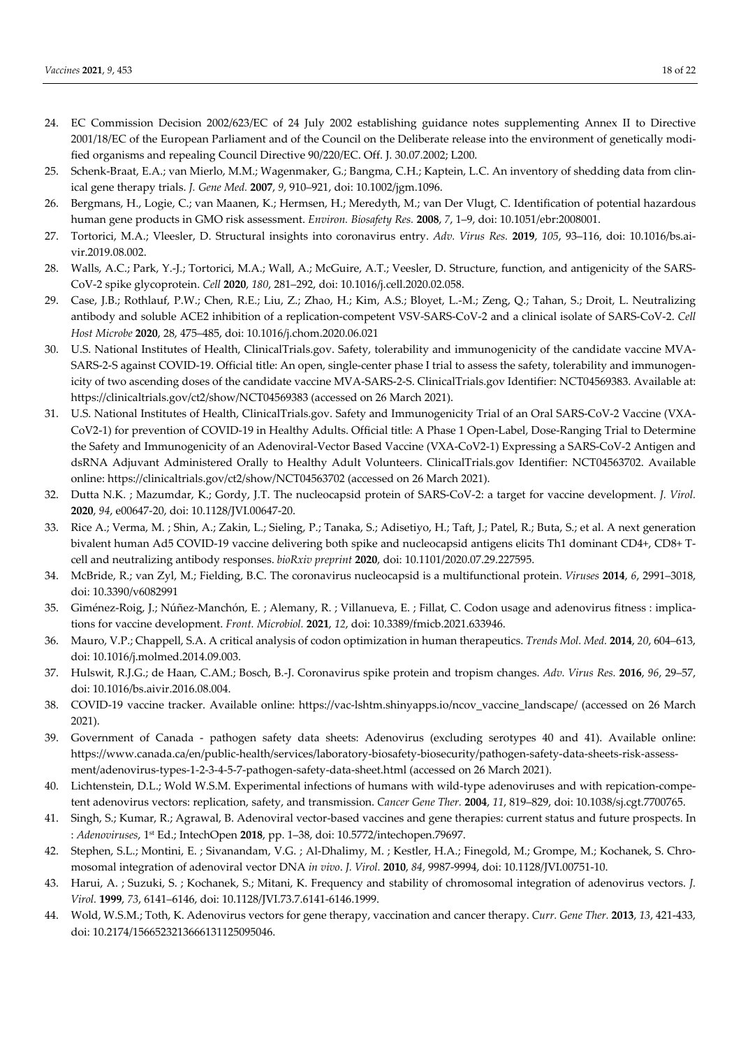24. EC Commission Decision 2002/623/EC of 24 July 2002 establishing guidance notes supplementing Annex II to Directive 2001/18/EC of the European Parliament and of the Council on the Deliberate release into the environment of genetically modified organisms and repealing Council Directive 90/220/EC. Off. J. 30.07.2002; L200.
25. Schenk-Braat, E.A.; van Mierlo, M.M.; Wagenmaker, G.; Bangma, C.H.; Kaptein, L.C. An inventory of shedding data from clinical gene therapy trials. *J. Gene Med.* **2007**, *9*, 910–921, doi: 10.1002/jgm.1096.
26. Bergmans, H., Logie, C.; van Maanen, K.; Hermsen, H.; Meredyth, M.; van Der Vlugt, C. Identification of potential hazardous human gene products in GMO risk assessment. *Environ. Biosafety Res.* **2008**, *7*, 1–9, doi: 10.1051/ebr:2008001.
27. Tortorici, M.A.; Vleesler, D. Structural insights into coronavirus entry. *Adv. Virus Res.* **2019**, *105*, 93–116, doi: 10.1016/bs.aivir.2019.08.002.
28. Walls, A.C.; Park, Y.-J.; Tortorici, M.A.; Wall, A.; McGuire, A.T.; Veesler, D. Structure, function, and antigenicity of the SARS-CoV-2 spike glycoprotein. *Cell* **2020**, *180*, 281–292, doi: 10.1016/j.cell.2020.02.058.
29. Case, J.B.; Rothlauf, P.W.; Chen, R.E.; Liu, Z.; Zhao, H.; Kim, A.S.; Bloyet, L.-M.; Zeng, Q.; Tahan, S.; Droit, L. Neutralizing antibody and soluble ACE2 inhibition of a replication-competent VSV-SARS-CoV-2 and a clinical isolate of SARS-CoV-2. *Cell Host Microbe* **2020**, 28, 475–485, doi: 10.1016/j.chom.2020.06.021
30. U.S. National Institutes of Health, ClinicalTrials.gov. Safety, tolerability and immunogenicity of the candidate vaccine MVA-SARS-2-S against COVID-19. Official title: An open, single-center phase I trial to assess the safety, tolerability and immunogenicity of two ascending doses of the candidate vaccine MVA-SARS-2-S. ClinicalTrials.gov Identifier: NCT04569383. Available at: https://clinicaltrials.gov/ct2/show/NCT04569383 (accessed on 26 March 2021).
31. U.S. National Institutes of Health, ClinicalTrials.gov. Safety and Immunogenicity Trial of an Oral SARS-CoV-2 Vaccine (VXA-CoV2-1) for prevention of COVID-19 in Healthy Adults. Official title: A Phase 1 Open-Label, Dose-Ranging Trial to Determine the Safety and Immunogenicity of an Adenoviral-Vector Based Vaccine (VXA-CoV2-1) Expressing a SARS-CoV-2 Antigen and dsRNA Adjuvant Administered Orally to Healthy Adult Volunteers. ClinicalTrials.gov Identifier: NCT04563702. Available online: https://clinicaltrials.gov/ct2/show/NCT04563702 (accessed on 26 March 2021).
32. Dutta N.K. ; Mazumdar, K.; Gordy, J.T. The nucleocapsid protein of SARS-CoV-2: a target for vaccine development. *J. Virol.* **2020**, *94*, e00647-20, doi: 10.1128/JVI.00647-20.
33. Rice A.; Verma, M. ; Shin, A.; Zakin, L.; Sieling, P.; Tanaka, S.; Adisetiyo, H.; Taft, J.; Patel, R.; Buta, S.; et al. A next generation bivalent human Ad5 COVID-19 vaccine delivering both spike and nucleocapsid antigens elicits Th1 dominant CD4+, CD8+ T-cell and neutralizing antibody responses. *bioRxiv preprint* **2020**, doi: 10.1101/2020.07.29.227595.
34. McBride, R.; van Zyl, M.; Fielding, B.C. The coronavirus nucleocapsid is a multifunctional protein. *Viruses* **2014**, *6*, 2991–3018, doi: 10.3390/v6082991
35. Giménez-Roig, J.; Núñez-Manchón, E. ; Alemany, R. ; Villanueva, E. ; Fillat, C. Codon usage and adenovirus fitness : implications for vaccine development. *Front. Microbiol.* **2021**, *12*, doi: 10.3389/fmicb.2021.633946.
36. Mauro, V.P.; Chappell, S.A. A critical analysis of codon optimization in human therapeutics. *Trends Mol. Med.* **2014**, *20*, 604–613, doi: 10.1016/j.molmed.2014.09.003.
37. Hulswit, R.J.G.; de Haan, C.AM.; Bosch, B.-J. Coronavirus spike protein and tropism changes. *Adv. Virus Res.* **2016**, *96*, 29–57, doi: 10.1016/bs.aivir.2016.08.004.
38. COVID-19 vaccine tracker. Available online: https://vac-lshtm.shinyapps.io/ncov_vaccine_landscape/ (accessed on 26 March 2021).
39. Government of Canada - pathogen safety data sheets: Adenovirus (excluding serotypes 40 and 41). Available online: https://www.canada.ca/en/public-health/services/laboratory-biosafety-biosecurity/pathogen-safety-data-sheets-risk-assessment/adenovirus-types-1-2-3-4-5-7-pathogen-safety-data-sheet.html (accessed on 26 March 2021).
40. Lichtenstein, D.L.; Wold W.S.M. Experimental infections of humans with wild-type adenoviruses and with repication-competent adenovirus vectors: replication, safety, and transmission. *Cancer Gene Ther.* **2004**, *11*, 819–829, doi: 10.1038/sj.cgt.7700765.
41. Singh, S.; Kumar, R.; Agrawal, B. Adenoviral vector-based vaccines and gene therapies: current status and future prospects. In : *Adenoviruses*, 1st Ed.; IntechOpen **2018**, pp. 1–38, doi: 10.5772/intechopen.79697.
42. Stephen, S.L.; Montini, E. ; Sivanandam, V.G. ; Al-Dhalimy, M. ; Kestler, H.A.; Finegold, M.; Grompe, M.; Kochanek, S. Chromosomal integration of adenoviral vector DNA *in vivo*. *J. Virol.* **2010**, *84*, 9987-9994, doi: 10.1128/JVI.00751-10.
43. Harui, A. ; Suzuki, S. ; Kochanek, S.; Mitani, K. Frequency and stability of chromosomal integration of adenovirus vectors. *J. Virol.* **1999**, *73*, 6141–6146, doi: 10.1128/JVI.73.7.6141-6146.1999.
44. Wold, W.S.M.; Toth, K. Adenovirus vectors for gene therapy, vaccination and cancer therapy. *Curr. Gene Ther.* **2013**, *13*, 421-433, doi: 10.2174/1566523213666131125095046.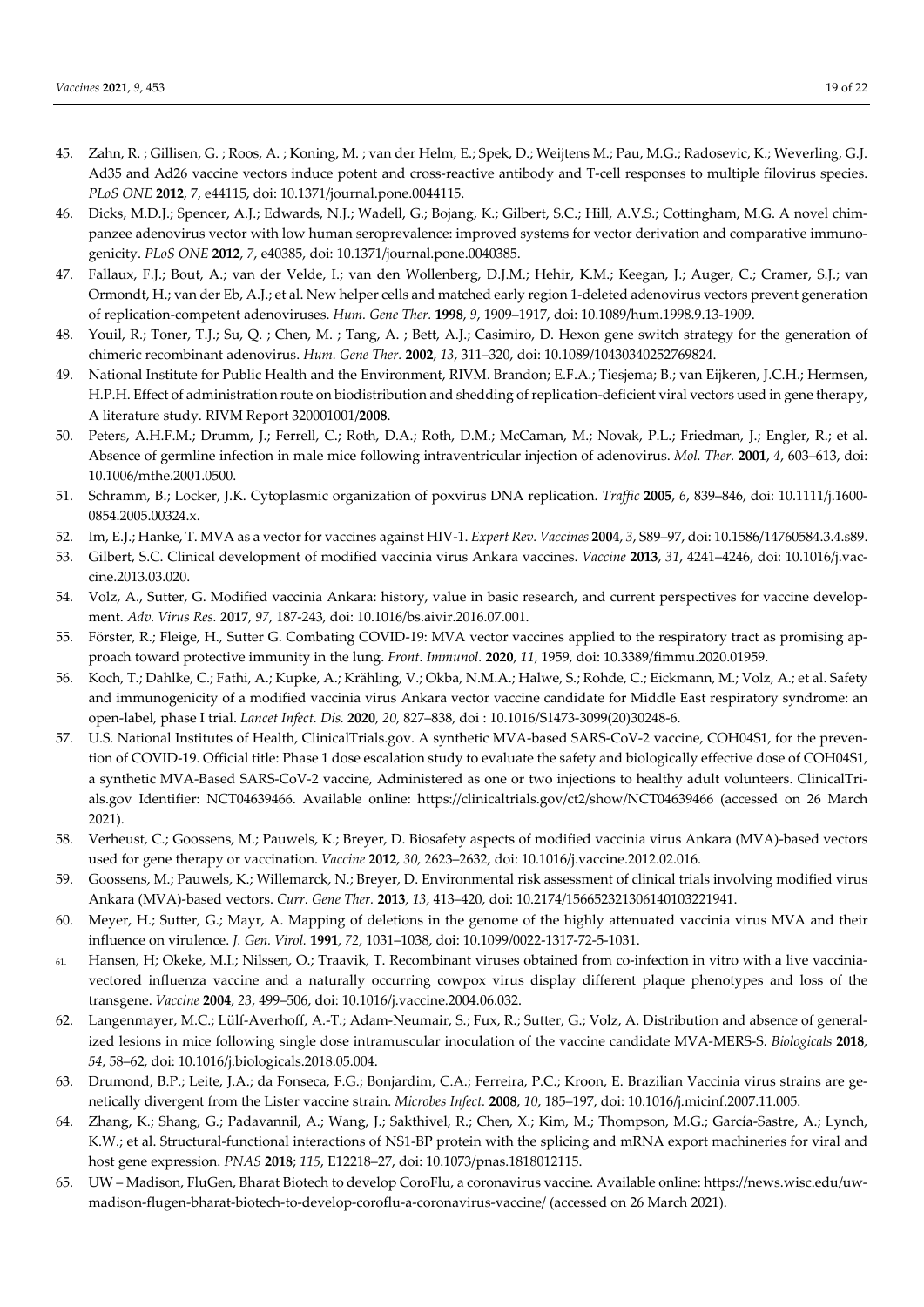45. Zahn, R. ; Gillisen, G. ; Roos, A. ; Koning, M. ; van der Helm, E.; Spek, D.; Weijtens M.; Pau, M.G.; Radosevic, K.; Weverling, G.J. Ad35 and Ad26 vaccine vectors induce potent and cross-reactive antibody and T-cell responses to multiple filovirus species. *PLoS ONE* **2012**, *7*, e44115, doi: 10.1371/journal.pone.0044115.
46. Dicks, M.D.J.; Spencer, A.J.; Edwards, N.J.; Wadell, G.; Bojang, K.; Gilbert, S.C.; Hill, A.V.S.; Cottingham, M.G. A novel chimpanzee adenovirus vector with low human seroprevalence: improved systems for vector derivation and comparative immunogenicity. *PLoS ONE* **2012**, *7*, e40385, doi: 10.1371/journal.pone.0040385.
47. Fallaux, F.J.; Bout, A.; van der Velde, I.; van den Wollenberg, D.J.M.; Hehir, K.M.; Keegan, J.; Auger, C.; Cramer, S.J.; van Ormondt, H.; van der Eb, A.J.; et al. New helper cells and matched early region 1-deleted adenovirus vectors prevent generation of replication-competent adenoviruses. *Hum. Gene Ther.* **1998**, *9*, 1909–1917, doi: 10.1089/hum.1998.9.13-1909.
48. Youil, R.; Toner, T.J.; Su, Q. ; Chen, M. ; Tang, A. ; Bett, A.J.; Casimiro, D. Hexon gene switch strategy for the generation of chimeric recombinant adenovirus. *Hum. Gene Ther.* **2002**, *13*, 311–320, doi: 10.1089/10430340252769824.
49. National Institute for Public Health and the Environment, RIVM. Brandon; E.F.A.; Tiesjema; B.; van Eijkeren, J.C.H.; Hermsen, H.P.H. Effect of administration route on biodistribution and shedding of replication-deficient viral vectors used in gene therapy, A literature study. RIVM Report 320001001/**2008**.
50. Peters, A.H.F.M.; Drumm, J.; Ferrell, C.; Roth, D.A.; Roth, D.M.; McCaman, M.; Novak, P.L.; Friedman, J.; Engler, R.; et al. Absence of germline infection in male mice following intraventricular injection of adenovirus. *Mol. Ther.* **2001**, *4*, 603–613, doi: 10.1006/mthe.2001.0500.
51. Schramm, B.; Locker, J.K. Cytoplasmic organization of poxvirus DNA replication. *Traffic* **2005**, *6*, 839–846, doi: 10.1111/j.1600-0854.2005.00324.x.
52. Im, E.J.; Hanke, T. MVA as a vector for vaccines against HIV-1. *Expert Rev. Vaccines* **2004**, *3*, S89–97, doi: 10.1586/14760584.3.4.s89.
53. Gilbert, S.C. Clinical development of modified vaccinia virus Ankara vaccines. *Vaccine* **2013**, *31*, 4241–4246, doi: 10.1016/j.vaccine.2013.03.020.
54. Volz, A., Sutter, G. Modified vaccinia Ankara: history, value in basic research, and current perspectives for vaccine development. *Adv. Virus Res.* **2017**, *97*, 187-243, doi: 10.1016/bs.aivir.2016.07.001.
55. Förster, R.; Fleige, H., Sutter G. Combating COVID-19: MVA vector vaccines applied to the respiratory tract as promising approach toward protective immunity in the lung. *Front. Immunol.* **2020**, *11*, 1959, doi: 10.3389/fimmu.2020.01959.
56. Koch, T.; Dahlke, C.; Fathi, A.; Kupke, A.; Krähling, V.; Okba, N.M.A.; Halwe, S.; Rohde, C.; Eickmann, M.; Volz, A.; et al. Safety and immunogenicity of a modified vaccinia virus Ankara vector vaccine candidate for Middle East respiratory syndrome: an open-label, phase I trial. *Lancet Infect. Dis.* **2020**, *20*, 827–838, doi : 10.1016/S1473-3099(20)30248-6.
57. U.S. National Institutes of Health, ClinicalTrials.gov. A synthetic MVA-based SARS-CoV-2 vaccine, COH04S1, for the prevention of COVID-19. Official title: Phase 1 dose escalation study to evaluate the safety and biologically effective dose of COH04S1, a synthetic MVA-Based SARS-CoV-2 vaccine, Administered as one or two injections to healthy adult volunteers. ClinicalTrials.gov Identifier: NCT04639466. Available online: https://clinicaltrials.gov/ct2/show/NCT04639466 (accessed on 26 March 2021).
58. Verheust, C.; Goossens, M.; Pauwels, K.; Breyer, D. Biosafety aspects of modified vaccinia virus Ankara (MVA)-based vectors used for gene therapy or vaccination. *Vaccine* **2012**, *30*, 2623–2632, doi: 10.1016/j.vaccine.2012.02.016.
59. Goossens, M.; Pauwels, K.; Willemarck, N.; Breyer, D. Environmental risk assessment of clinical trials involving modified virus Ankara (MVA)-based vectors. *Curr. Gene Ther.* **2013**, *13*, 413–420, doi: 10.2174/156652321306140103221941.
60. Meyer, H.; Sutter, G.; Mayr, A. Mapping of deletions in the genome of the highly attenuated vaccinia virus MVA and their influence on virulence. *J. Gen. Virol.* **1991**, *72*, 1031–1038, doi: 10.1099/0022-1317-72-5-1031.
61. Hansen, H; Okeke, M.I.; Nilssen, O.; Traavik, T. Recombinant viruses obtained from co-infection in vitro with a live vaccinia-vectored influenza vaccine and a naturally occurring cowpox virus display different plaque phenotypes and loss of the transgene. *Vaccine* **2004**, *23*, 499–506, doi: 10.1016/j.vaccine.2004.06.032.
62. Langenmayer, M.C.; Lülf-Averhoff, A.-T.; Adam-Neumair, S.; Fux, R.; Sutter, G.; Volz, A. Distribution and absence of generalized lesions in mice following single dose intramuscular inoculation of the vaccine candidate MVA-MERS-S. *Biologicals* **2018**, *54*, 58–62, doi: 10.1016/j.biologicals.2018.05.004.
63. Drumond, B.P.; Leite, J.A.; da Fonseca, F.G.; Bonjardim, C.A.; Ferreira, P.C.; Kroon, E. Brazilian Vaccinia virus strains are genetically divergent from the Lister vaccine strain. *Microbes Infect.* **2008**, *10*, 185–197, doi: 10.1016/j.micinf.2007.11.005.
64. Zhang, K.; Shang, G.; Padavannil, A.; Wang, J.; Sakthivel, R.; Chen, X.; Kim, M.; Thompson, M.G.; García-Sastre, A.; Lynch, K.W.; et al. Structural-functional interactions of NS1-BP protein with the splicing and mRNA export machineries for viral and host gene expression. *PNAS* **2018**; *115*, E12218–27, doi: 10.1073/pnas.1818012115.
65. UW – Madison, FluGen, Bharat Biotech to develop CoroFlu, a coronavirus vaccine. Available online: https://news.wisc.edu/uw-madison-flugen-bharat-biotech-to-develop-coroflu-a-coronavirus-vaccine/ (accessed on 26 March 2021).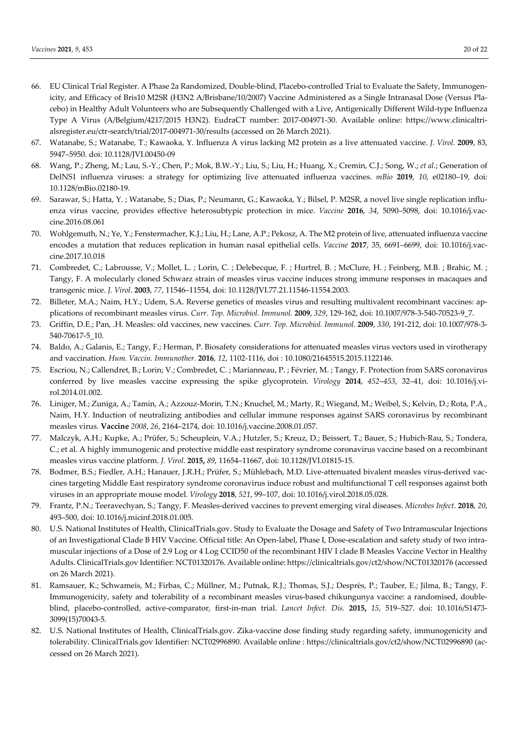66. EU Clinical Trial Register. A Phase 2a Randomized, Double-blind, Placebo-controlled Trial to Evaluate the Safety, Immunogenicity, and Efficacy of Bris10 M2SR (H3N2 A/Brisbane/10/2007) Vaccine Administered as a Single Intranasal Dose (Versus Placebo) in Healthy Adult Volunteers who are Subsequently Challenged with a Live, Antigenically Different Wild-type Influenza Type A Virus (A/Belgium/4217/2015 H3N2). EudraCT number: 2017-004971-30. Available online: https://www.clinicaltrialsregister.eu/ctr-search/trial/2017-004971-30/results (accessed on 26 March 2021).
67. Watanabe, S.; Watanabe, T.; Kawaoka, Y. Influenza A virus lacking M2 protein as a live attenuated vaccine. *J. Virol.* **2009**, 83, 5947–5950. doi: 10.1128/JVI.00450-09
68. Wang, P.; Zheng, M.; Lau, S.-Y.; Chen, P.; Mok, B.W.-Y.; Liu, S.; Liu, H.; Huang, X.; Cremin, C.J.; Song, W.; *et al.*; Generation of DelNS1 influenza viruses: a strategy for optimizing live attenuated influenza vaccines. *mBio* **2019**, *10*, e02180–19, doi: 10.1128/mBio.02180-19.
69. Sarawar, S.; Hatta, Y. ; Watanabe, S.; Dias, P.; Neumann, G.; Kawaoka, Y.; Bilsel, P. M2SR, a novel live single replication influenza virus vaccine, provides effective heterosubtypic protection in mice. *Vaccine* **2016**, *34*, 5090–5098, doi: 10.1016/j.vaccine.2016.08.061
70. Wohlgemuth, N.; Ye, Y.; Fenstermacher, K.J.; Liu, H.; Lane, A.P.; Pekosz, A. The M2 protein of live, attenuated influenza vaccine encodes a mutation that reduces replication in human nasal epithelial cells. *Vaccine* **2017**, 35, 6691–6699, doi: 10.1016/j.vaccine.2017.10.018
71. Combredet, C.; Labrousse, V.; Mollet, L. ; Lorin, C. ; Delebecque, F. ; Hurtrel, B. ; McClure, H. ; Feinberg, M.B. ; Brahic, M. ; Tangy, F. A molecularly cloned Schwarz strain of measles virus vaccine induces strong immune responses in macaques and transgenic mice. *J. Virol*. **2003**, *77*, 11546–11554, doi: 10.1128/JVI.77.21.11546-11554.2003.
72. Billeter, M.A.; Naim, H.Y.; Udem, S.A. Reverse genetics of measles virus and resulting multivalent recombinant vaccines: applications of recombinant measles virus. *Curr. Top. Microbiol. Immunol.* **2009**, *329*, 129-162, doi: 10.1007/978-3-540-70523-9_7.
73. Griffin, D.E.; Pan, .H. Measles: old vaccines, new vaccines. *Curr. Top. Microbiol. Immunol.* **2009**, *330*, 191-212, doi: 10.1007/978-3-540-70617-5_10.
74. Baldo, A.; Galanis, E.; Tangy, F.; Herman, P. Biosafety considerations for attenuated measles virus vectors used in virotherapy and vaccination. *Hum. Vaccin. Immunother.* **2016**, *12*, 1102-1116, doi : 10.1080/21645515.2015.1122146.
75. Escriou, N.; Callendret, B.; Lorin; V.; Combredet, C. ; Marianneau, P. ; Février, M. ; Tangy, F. Protection from SARS coronavirus conferred by live measles vaccine expressing the spike glycoprotein. *Virology* **2014**, *452–453*, 32–41, doi: 10.1016/j.virol.2014.01.002.
76. Liniger, M.; Zuniga, A.; Tamin, A.; Azzouz-Morin, T.N.; Knuchel, M.; Marty, R.; Wiegand, M.; Weibel, S.; Kelvin, D.; Rota, P.A., Naim, H.Y. Induction of neutralizing antibodies and cellular immune responses against SARS coronavirus by recombinant measles virus. **Vaccine** *2008*, *26*, 2164–2174, doi: 10.1016/j.vaccine.2008.01.057.
77. Malczyk, A.H.; Kupke, A.; Prüfer, S.; Scheuplein, V.A.; Hutzler, S.; Kreuz, D.; Beissert, T.; Bauer, S.; Hubich-Rau, S.; Tondera, C.; et al. A highly immunogenic and protective middle east respiratory syndrome coronavirus vaccine based on a recombinant measles virus vaccine platform. *J. Virol.* **2015,** *89*, 11654–11667, doi: 10.1128/JVI.01815-15.
78. Bodmer, B.S.; Fiedler, A.H.; Hanauer, J.R.H.; Prüfer, S.; Mühlebach, M.D. Live-attenuated bivalent measles virus-derived vaccines targeting Middle East respiratory syndrome coronavirus induce robust and multifunctional T cell responses against both viruses in an appropriate mouse model. *Virology* **2018**, *521*, 99–107, doi: 10.1016/j.virol.2018.05.028.
79. Frantz, P.N.; Teeravechyan, S.; Tangy, F. Measles-derived vaccines to prevent emerging viral diseases. *Microbes Infect.* **2018**, *20*, 493–500, doi: 10.1016/j.micinf.2018.01.005.
80. U.S. National Institutes of Health, ClinicalTrials.gov. Study to Evaluate the Dosage and Safety of Two Intramuscular Injections of an Investigational Clade B HIV Vaccine. Official title: An Open-label, Phase I, Dose-escalation and safety study of two intramuscular injections of a Dose of 2.9 Log or 4 Log CCID50 of the recombinant HIV I clade B Measles Vaccine Vector in Healthy Adults. ClinicalTrials.gov Identifier: NCT01320176. Available online: https://clinicaltrials.gov/ct2/show/NCT01320176 (accessed on 26 March 2021).
81. Ramsauer, K.; Schwameis, M.; Firbas, C.; Müllner, M.; Putnak, R.J.; Thomas, S.J.; Desprès, P.; Tauber, E.; Jilma, B.; Tangy, F. Immunogenicity, safety and tolerability of a recombinant measles virus-based chikungunya vaccine: a randomised, double-blind, placebo-controlled, active-comparator, first-in-man trial. *Lancet Infect. Dis.* **2015,** *15*, 519–527. doi: 10.1016/S1473-3099(15)70043-5.
82. U.S. National Institutes of Health, ClinicalTrials.gov. Zika-vaccine dose finding study regarding safety, immunogenicity and tolerability. ClinicalTrials.gov Identifier: NCT02996890. Available online : https://clinicaltrials.gov/ct2/show/NCT02996890 (accessed on 26 March 2021).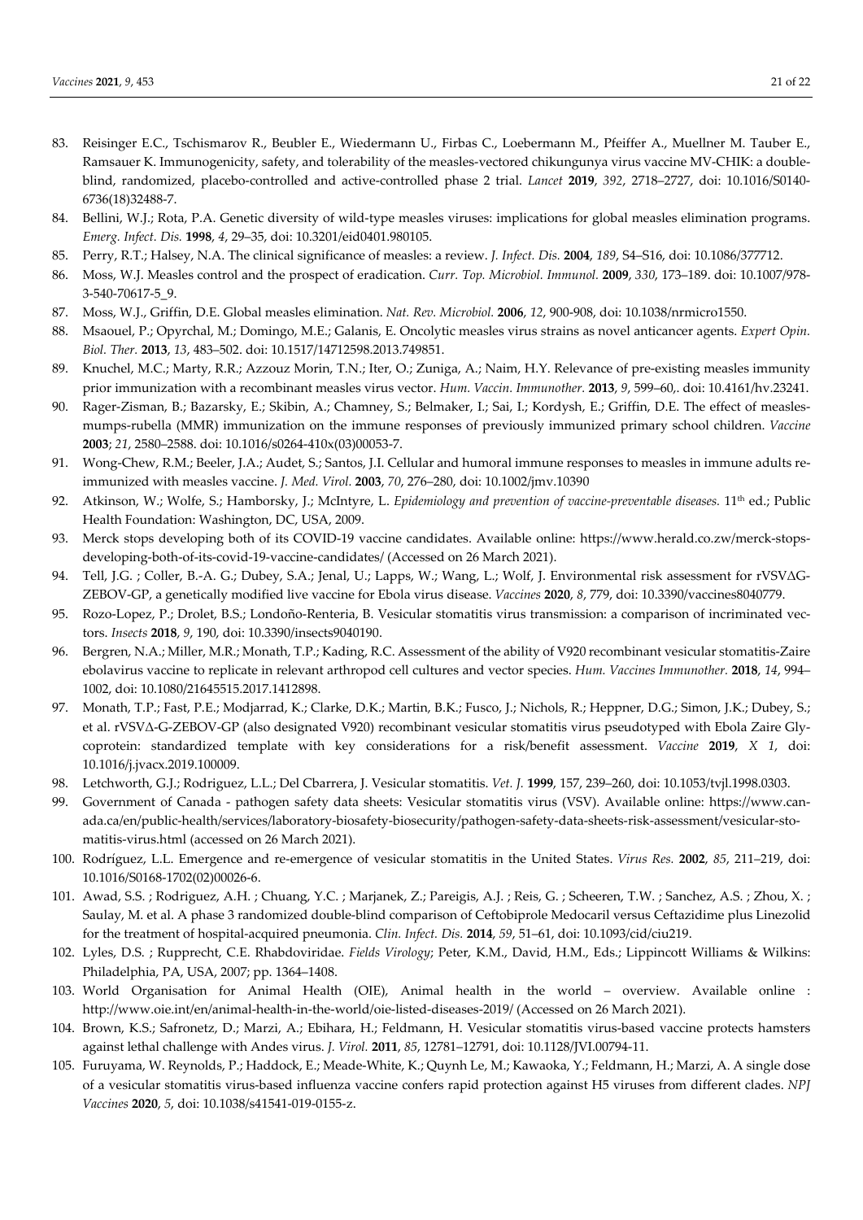83. Reisinger E.C., Tschismarov R., Beubler E., Wiedermann U., Firbas C., Loebermann M., Pfeiffer A., Muellner M. Tauber E., Ramsauer K. Immunogenicity, safety, and tolerability of the measles-vectored chikungunya virus vaccine MV-CHIK: a double-blind, randomized, placebo-controlled and active-controlled phase 2 trial. *Lancet* **2019**, *392*, 2718–2727, doi: 10.1016/S0140-6736(18)32488-7.
84. Bellini, W.J.; Rota, P.A. Genetic diversity of wild-type measles viruses: implications for global measles elimination programs. *Emerg. Infect. Dis.* **1998**, *4*, 29–35, doi: 10.3201/eid0401.980105.
85. Perry, R.T.; Halsey, N.A. The clinical significance of measles: a review. *J. Infect. Dis.* **2004**, *189*, S4–S16, doi: 10.1086/377712.
86. Moss, W.J. Measles control and the prospect of eradication. *Curr. Top. Microbiol. Immunol.* **2009**, *330*, 173–189. doi: 10.1007/978-3-540-70617-5_9.
87. Moss, W.J., Griffin, D.E. Global measles elimination. *Nat. Rev. Microbiol.* **2006**, *12*, 900-908, doi: 10.1038/nrmicro1550.
88. Msaouel, P.; Opyrchal, M.; Domingo, M.E.; Galanis, E. Oncolytic measles virus strains as novel anticancer agents. *Expert Opin. Biol. Ther.* **2013**, *13*, 483–502. doi: 10.1517/14712598.2013.749851.
89. Knuchel, M.C.; Marty, R.R.; Azzouz Morin, T.N.; Iter, O.; Zuniga, A.; Naim, H.Y. Relevance of pre-existing measles immunity prior immunization with a recombinant measles virus vector. *Hum. Vaccin. Immunother.* **2013**, *9*, 599–60,. doi: 10.4161/hv.23241.
90. Rager-Zisman, B.; Bazarsky, E.; Skibin, A.; Chamney, S.; Belmaker, I.; Sai, I.; Kordysh, E.; Griffin, D.E. The effect of measles-mumps-rubella (MMR) immunization on the immune responses of previously immunized primary school children. *Vaccine* **2003**; *21*, 2580–2588. doi: 10.1016/s0264-410x(03)00053-7.
91. Wong-Chew, R.M.; Beeler, J.A.; Audet, S.; Santos, J.I. Cellular and humoral immune responses to measles in immune adults re-immunized with measles vaccine. *J. Med. Virol.* **2003**, *70*, 276–280, doi: 10.1002/jmv.10390
92. Atkinson, W.; Wolfe, S.; Hamborsky, J.; McIntyre, L. *Epidemiology and prevention of vaccine-preventable diseases.* 11th ed.; Public Health Foundation: Washington, DC, USA, 2009.
93. Merck stops developing both of its COVID-19 vaccine candidates. Available online: https://www.herald.co.zw/merck-stops-developing-both-of-its-covid-19-vaccine-candidates/ (Accessed on 26 March 2021).
94. Tell, J.G. ; Coller, B.-A. G.; Dubey, S.A.; Jenal, U.; Lapps, W.; Wang, L.; Wolf, J. Environmental risk assessment for rVSVΔG-ZEBOV-GP, a genetically modified live vaccine for Ebola virus disease. *Vaccines* **2020**, *8*, 779, doi: 10.3390/vaccines8040779.
95. Rozo-Lopez, P.; Drolet, B.S.; Londoño-Renteria, B. Vesicular stomatitis virus transmission: a comparison of incriminated vectors. *Insects* **2018**, *9*, 190, doi: 10.3390/insects9040190.
96. Bergren, N.A.; Miller, M.R.; Monath, T.P.; Kading, R.C. Assessment of the ability of V920 recombinant vesicular stomatitis-Zaire ebolavirus vaccine to replicate in relevant arthropod cell cultures and vector species. *Hum. Vaccines Immunother.* **2018**, *14*, 994–1002, doi: 10.1080/21645515.2017.1412898.
97. Monath, T.P.; Fast, P.E.; Modjarrad, K.; Clarke, D.K.; Martin, B.K.; Fusco, J.; Nichols, R.; Heppner, D.G.; Simon, J.K.; Dubey, S.; et al. rVSVΔ-G-ZEBOV-GP (also designated V920) recombinant vesicular stomatitis virus pseudotyped with Ebola Zaire Glycoprotein: standardized template with key considerations for a risk/benefit assessment. *Vaccine* **2019**, *X 1*, doi: 10.1016/j.jvacx.2019.100009.
98. Letchworth, G.J.; Rodriguez, L.L.; Del Cbarrera, J. Vesicular stomatitis. *Vet. J.* **1999**, 157, 239–260, doi: 10.1053/tvjl.1998.0303.
99. Government of Canada - pathogen safety data sheets: Vesicular stomatitis virus (VSV). Available online: https://www.canada.ca/en/public-health/services/laboratory-biosafety-biosecurity/pathogen-safety-data-sheets-risk-assessment/vesicular-stomatitis-virus.html (accessed on 26 March 2021).
100. Rodríguez, L.L. Emergence and re-emergence of vesicular stomatitis in the United States. *Virus Res.* **2002**, *85*, 211–219, doi: 10.1016/S0168-1702(02)00026-6.
101. Awad, S.S. ; Rodriguez, A.H. ; Chuang, Y.C. ; Marjanek, Z.; Pareigis, A.J. ; Reis, G. ; Scheeren, T.W. ; Sanchez, A.S. ; Zhou, X. ; Saulay, M. et al. A phase 3 randomized double-blind comparison of Ceftobiprole Medocaril versus Ceftazidime plus Linezolid for the treatment of hospital-acquired pneumonia. *Clin. Infect. Dis.* **2014**, *59*, 51–61, doi: 10.1093/cid/ciu219.
102. Lyles, D.S. ; Rupprecht, C.E. Rhabdoviridae. *Fields Virology*; Peter, K.M., David, H.M., Eds.; Lippincott Williams & Wilkins: Philadelphia, PA, USA, 2007; pp. 1364–1408.
103. World Organisation for Animal Health (OIE), Animal health in the world – overview. Available online : http://www.oie.int/en/animal-health-in-the-world/oie-listed-diseases-2019/ (Accessed on 26 March 2021).
104. Brown, K.S.; Safronetz, D.; Marzi, A.; Ebihara, H.; Feldmann, H. Vesicular stomatitis virus-based vaccine protects hamsters against lethal challenge with Andes virus. *J. Virol.* **2011**, *85*, 12781–12791, doi: 10.1128/JVI.00794-11.
105. Furuyama, W. Reynolds, P.; Haddock, E.; Meade-White, K.; Quynh Le, M.; Kawaoka, Y.; Feldmann, H.; Marzi, A. A single dose of a vesicular stomatitis virus-based influenza vaccine confers rapid protection against H5 viruses from different clades. *NPJ Vaccines* **2020**, *5*, doi: 10.1038/s41541-019-0155-z.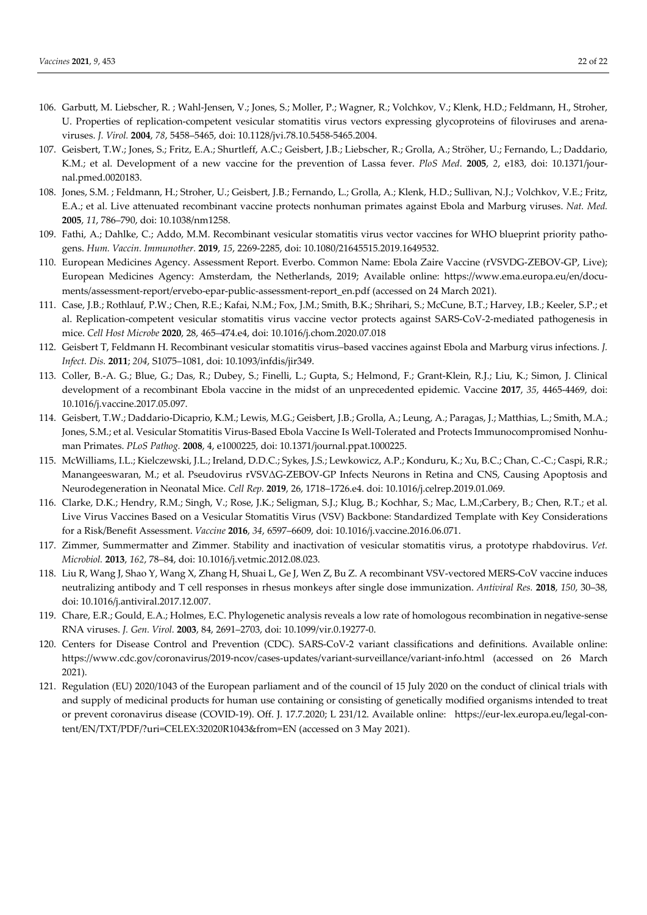106. Garbutt, M. Liebscher, R. ; Wahl-Jensen, V.; Jones, S.; Moller, P.; Wagner, R.; Volchkov, V.; Klenk, H.D.; Feldmann, H., Stroher, U. Properties of replication-competent vesicular stomatitis virus vectors expressing glycoproteins of filoviruses and arenaviruses. *J. Virol.* **2004**, *78*, 5458–5465, doi: 10.1128/jvi.78.10.5458-5465.2004.
107. Geisbert, T.W.; Jones, S.; Fritz, E.A.; Shurtleff, A.C.; Geisbert, J.B.; Liebscher, R.; Grolla, A.; Ströher, U.; Fernando, L.; Daddario, K.M.; et al. Development of a new vaccine for the prevention of Lassa fever. *PloS Med*. **2005**, *2*, e183, doi: 10.1371/journal.pmed.0020183.
108. Jones, S.M. ; Feldmann, H.; Stroher, U.; Geisbert, J.B.; Fernando, L.; Grolla, A.; Klenk, H.D.; Sullivan, N.J.; Volchkov, V.E.; Fritz, E.A.; et al. Live attenuated recombinant vaccine protects nonhuman primates against Ebola and Marburg viruses. *Nat. Med.* **2005**, *11*, 786–790, doi: 10.1038/nm1258.
109. Fathi, A.; Dahlke, C.; Addo, M.M. Recombinant vesicular stomatitis virus vector vaccines for WHO blueprint priority pathogens. *Hum. Vaccin. Immunother.* **2019**, *15*, 2269-2285, doi: 10.1080/21645515.2019.1649532.
110. European Medicines Agency. Assessment Report. Everbo. Common Name: Ebola Zaire Vaccine (rVSVDG-ZEBOV-GP, Live); European Medicines Agency: Amsterdam, the Netherlands, 2019; Available online: https://www.ema.europa.eu/en/documents/assessment-report/ervebo-epar-public-assessment-report_en.pdf (accessed on 24 March 2021).
111. Case, J.B.; Rothlauf, P.W.; Chen, R.E.; Kafai, N.M.; Fox, J.M.; Smith, B.K.; Shrihari, S.; McCune, B.T.; Harvey, I.B.; Keeler, S.P.; et al. Replication-competent vesicular stomatitis virus vaccine vector protects against SARS-CoV-2-mediated pathogenesis in mice. *Cell Host Microbe* **2020**, 28, 465–474.e4, doi: 10.1016/j.chom.2020.07.018
112. Geisbert T, Feldmann H. Recombinant vesicular stomatitis virus–based vaccines against Ebola and Marburg virus infections. *J. Infect. Dis.* **2011**; *204*, S1075–1081, doi: 10.1093/infdis/jir349.
113. Coller, B.-A. G.; Blue, G.; Das, R.; Dubey, S.; Finelli, L.; Gupta, S.; Helmond, F.; Grant-Klein, R.J.; Liu, K.; Simon, J. Clinical development of a recombinant Ebola vaccine in the midst of an unprecedented epidemic. Vaccine **2017**, *35*, 4465-4469, doi: 10.1016/j.vaccine.2017.05.097.
114. Geisbert, T.W.; Daddario-Dicaprio, K.M.; Lewis, M.G.; Geisbert, J.B.; Grolla, A.; Leung, A.; Paragas, J.; Matthias, L.; Smith, M.A.; Jones, S.M.; et al. Vesicular Stomatitis Virus-Based Ebola Vaccine Is Well-Tolerated and Protects Immunocompromised Nonhuman Primates. *PLoS Pathog.* **2008**, 4, e1000225, doi: 10.1371/journal.ppat.1000225.
115. McWilliams, I.L.; Kielczewski, J.L.; Ireland, D.D.C.; Sykes, J.S.; Lewkowicz, A.P.; Konduru, K.; Xu, B.C.; Chan, C.-C.; Caspi, R.R.; Manangeeswaran, M.; et al. Pseudovirus rVSVΔG-ZEBOV-GP Infects Neurons in Retina and CNS, Causing Apoptosis and Neurodegeneration in Neonatal Mice. *Cell Rep.* **2019**, 26, 1718–1726.e4. doi: 10.1016/j.celrep.2019.01.069.
116. Clarke, D.K.; Hendry, R.M.; Singh, V.; Rose, J.K.; Seligman, S.J.; Klug, B.; Kochhar, S.; Mac, L.M.;Carbery, B.; Chen, R.T.; et al. Live Virus Vaccines Based on a Vesicular Stomatitis Virus (VSV) Backbone: Standardized Template with Key Considerations for a Risk/Benefit Assessment. *Vaccine* **2016**, *34*, 6597–6609, doi: 10.1016/j.vaccine.2016.06.071.
117. Zimmer, Summermatter and Zimmer. Stability and inactivation of vesicular stomatitis virus, a prototype rhabdovirus. *Vet. Microbiol.* **2013**, *162*, 78–84, doi: 10.1016/j.vetmic.2012.08.023.
118. Liu R, Wang J, Shao Y, Wang X, Zhang H, Shuai L, Ge J, Wen Z, Bu Z. A recombinant VSV-vectored MERS-CoV vaccine induces neutralizing antibody and T cell responses in rhesus monkeys after single dose immunization. *Antiviral Res.* **2018**, *150*, 30–38, doi: 10.1016/j.antiviral.2017.12.007.
119. Chare, E.R.; Gould, E.A.; Holmes, E.C. Phylogenetic analysis reveals a low rate of homologous recombination in negative-sense RNA viruses. *J. Gen. Virol.* **2003**, 84, 2691–2703, doi: 10.1099/vir.0.19277-0.
120. Centers for Disease Control and Prevention (CDC). SARS-CoV-2 variant classifications and definitions. Available online: https://www.cdc.gov/coronavirus/2019-ncov/cases-updates/variant-surveillance/variant-info.html (accessed on 26 March 2021).
121. Regulation (EU) 2020/1043 of the European parliament and of the council of 15 July 2020 on the conduct of clinical trials with and supply of medicinal products for human use containing or consisting of genetically modified organisms intended to treat or prevent coronavirus disease (COVID-19). Off. J. 17.7.2020; L 231/12. Available online: https://eur-lex.europa.eu/legal-content/EN/TXT/PDF/?uri=CELEX:32020R1043&from=EN (accessed on 3 May 2021).